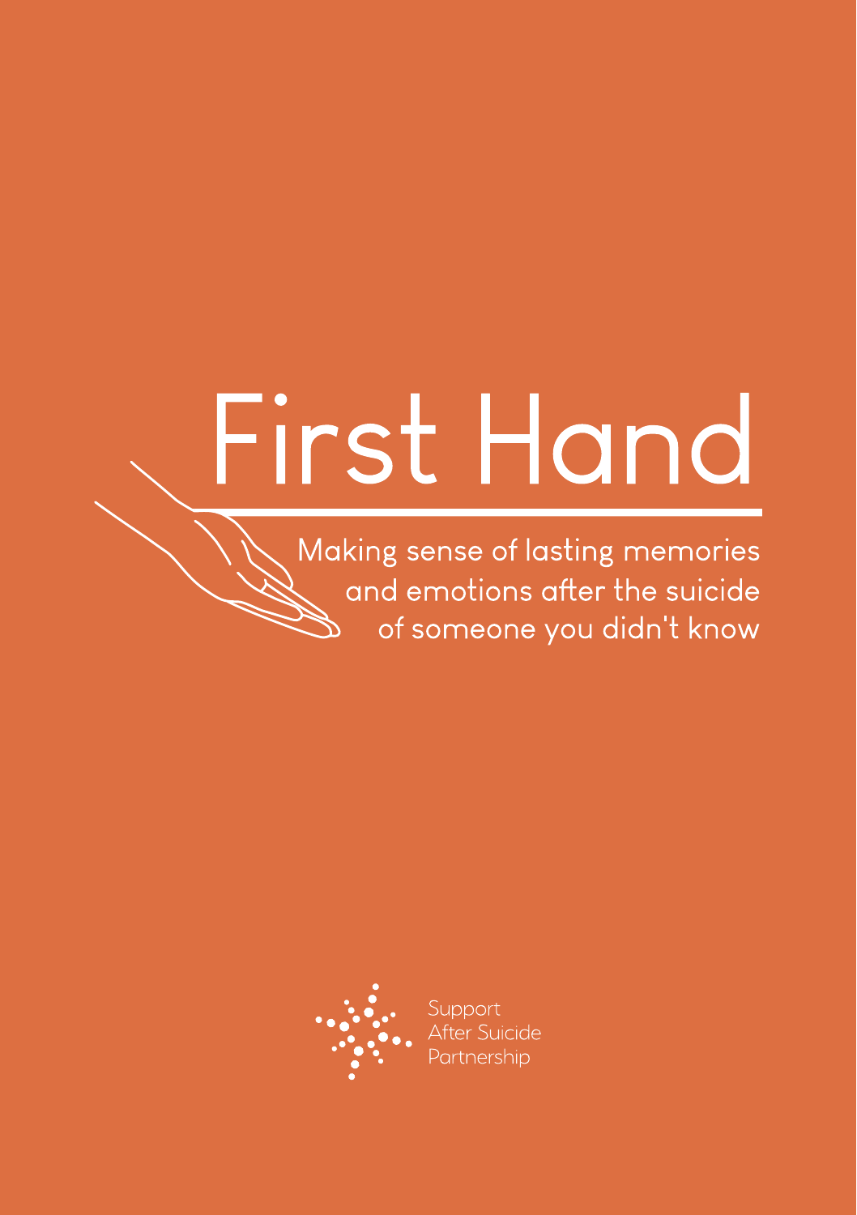# First Hand

## Making sense of lasting memories and emotions after the suicide of someone you didn't know

Support
After Suicide
Partnership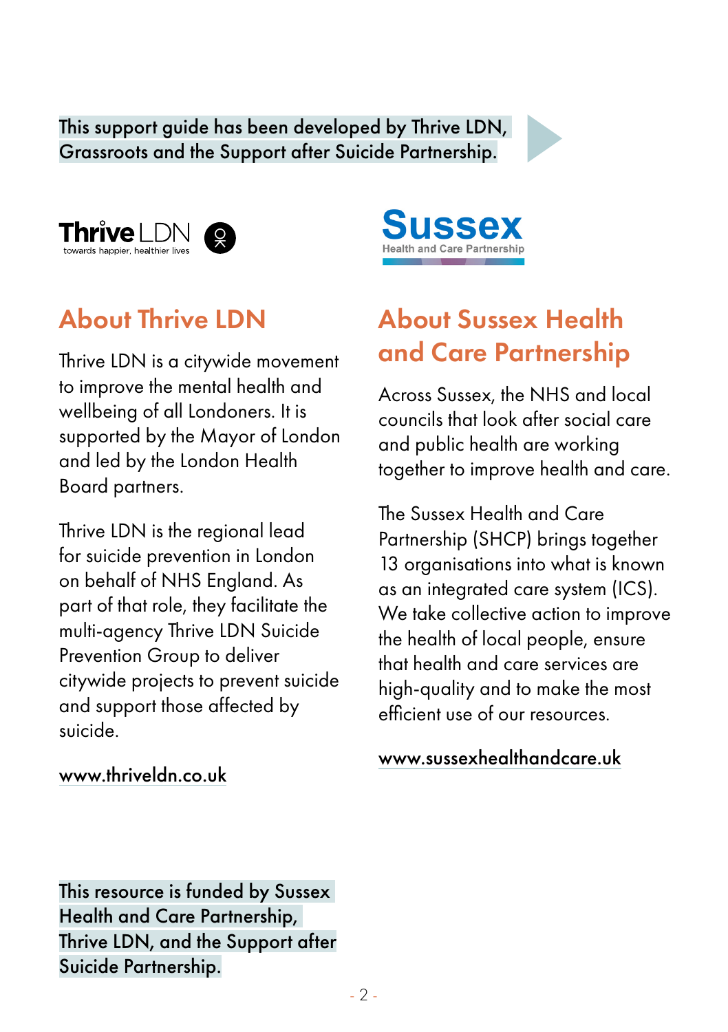This support guide has been developed by Thrive LDN, Grassroots and the Support after Suicide Partnership.

## About Thrive LDN

Thrive LDN is a citywide movement to improve the mental health and wellbeing of all Londoners. It is supported by the Mayor of London and led by the London Health Board partners.

Thrive LDN is the regional lead for suicide prevention in London on behalf of NHS England. As part of that role, they facilitate the multi-agency Thrive LDN Suicide Prevention Group to deliver citywide projects to prevent suicide and support those affected by suicide.

www.thriveldn.co.uk

## About Sussex Health and Care Partnership

Across Sussex, the NHS and local councils that look after social care and public health are working together to improve health and care.

The Sussex Health and Care Partnership (SHCP) brings together 13 organisations into what is known as an integrated care system (ICS). We take collective action to improve the health of local people, ensure that health and care services are high-quality and to make the most efficient use of our resources.

www.sussexhealthandcare.uk

This resource is funded by Sussex Health and Care Partnership, Thrive LDN, and the Support after Suicide Partnership.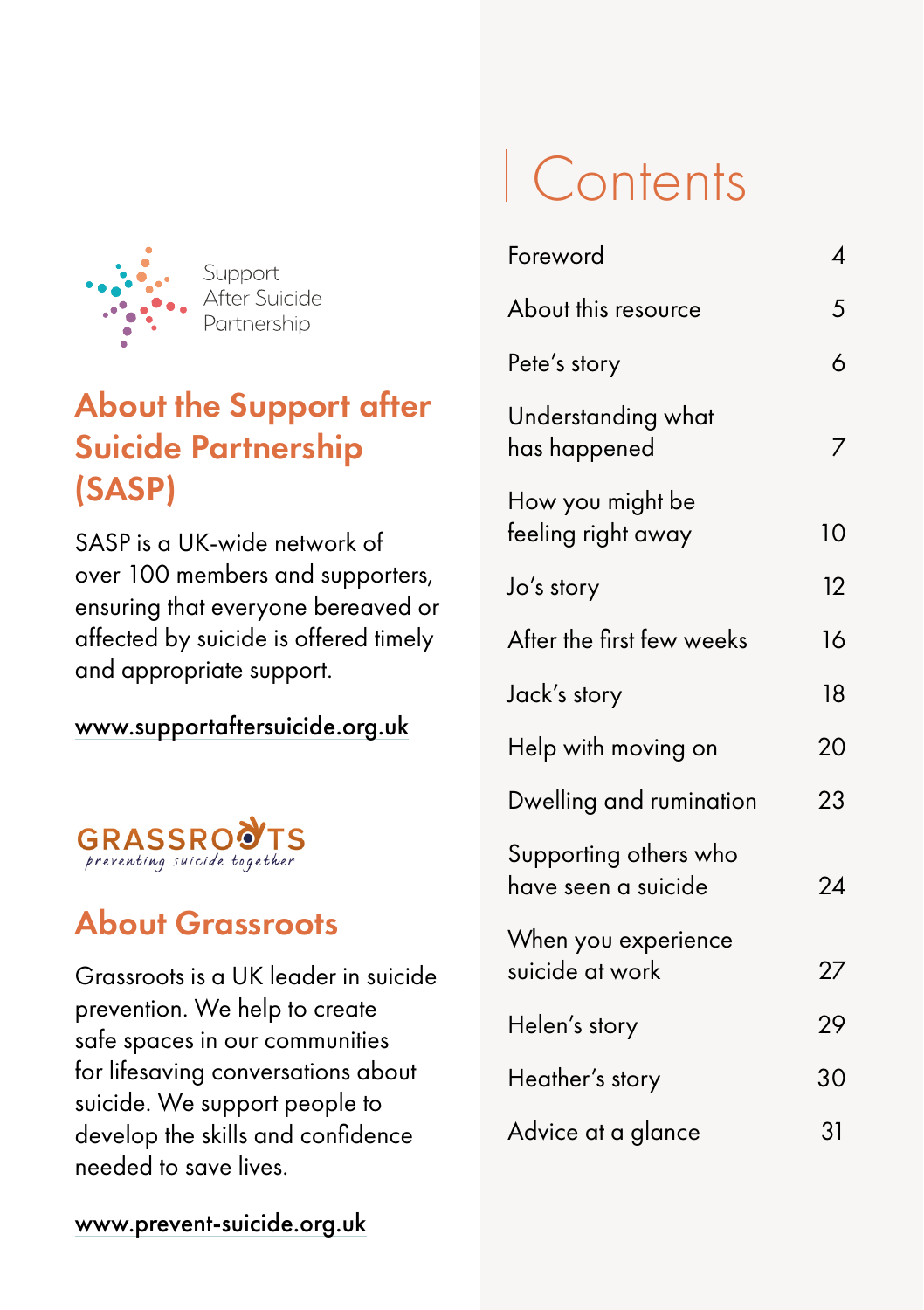Support After Suicide Partnership

## About the Support after Suicide Partnership (SASP)

SASP is a UK-wide network of over 100 members and supporters, ensuring that everyone bereaved or affected by suicide is offered timely and appropriate support.

www.supportaftersuicide.org.uk

GRASSROOTS preventing suicide together

## About Grassroots

Grassroots is a UK leader in suicide prevention. We help to create safe spaces in our communities for lifesaving conversations about suicide. We support people to develop the skills and confidence needed to save lives.

www.prevent-suicide.org.uk

# Contents

| | |
|---|---|
| Foreword | 4 |
| About this resource | 5 |
| Pete's story | 6 |
| Understanding what has happened | 7 |
| How you might be feeling right away | 10 |
| Jo's story | 12 |
| After the first few weeks | 16 |
| Jack's story | 18 |
| Help with moving on | 20 |
| Dwelling and rumination | 23 |
| Supporting others who have seen a suicide | 24 |
| When you experience suicide at work | 27 |
| Helen's story | 29 |
| Heather's story | 30 |
| Advice at a glance | 31 |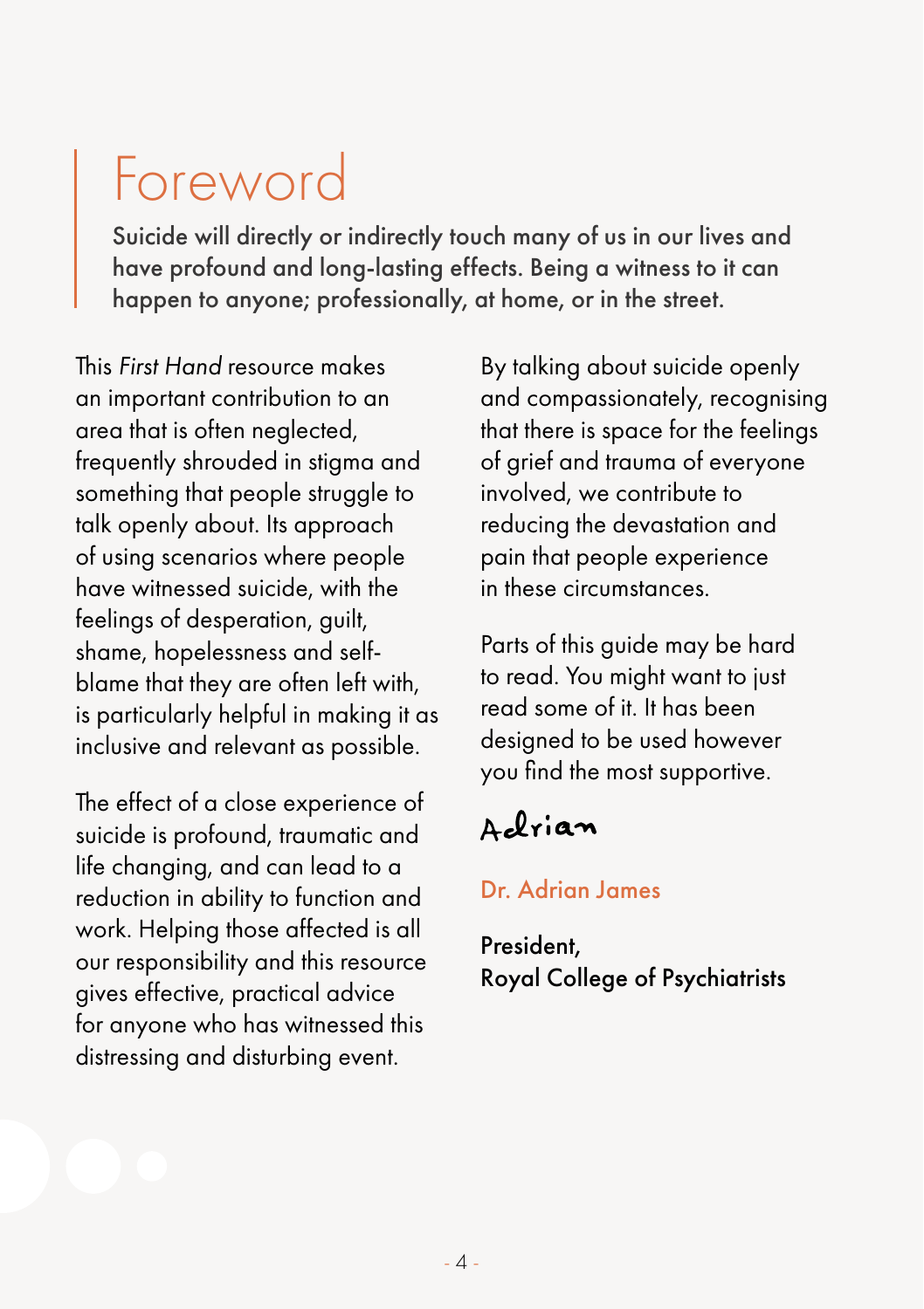# Foreword

**Suicide will directly or indirectly touch many of us in our lives and have profound and long-lasting effects. Being a witness to it can happen to anyone; professionally, at home, or in the street.**

This *First Hand* resource makes an important contribution to an area that is often neglected, frequently shrouded in stigma and something that people struggle to talk openly about. Its approach of using scenarios where people have witnessed suicide, with the feelings of desperation, guilt, shame, hopelessness and self-blame that they are often left with, is particularly helpful in making it as inclusive and relevant as possible.

The effect of a close experience of suicide is profound, traumatic and life changing, and can lead to a reduction in ability to function and work. Helping those affected is all our responsibility and this resource gives effective, practical advice for anyone who has witnessed this distressing and disturbing event.

By talking about suicide openly and compassionately, recognising that there is space for the feelings of grief and trauma of everyone involved, we contribute to reducing the devastation and pain that people experience in these circumstances.

Parts of this guide may be hard to read. You might want to just read some of it. It has been designed to be used however you find the most supportive.

Adrian

Dr. Adrian James

**President,**
**Royal College of Psychiatrists**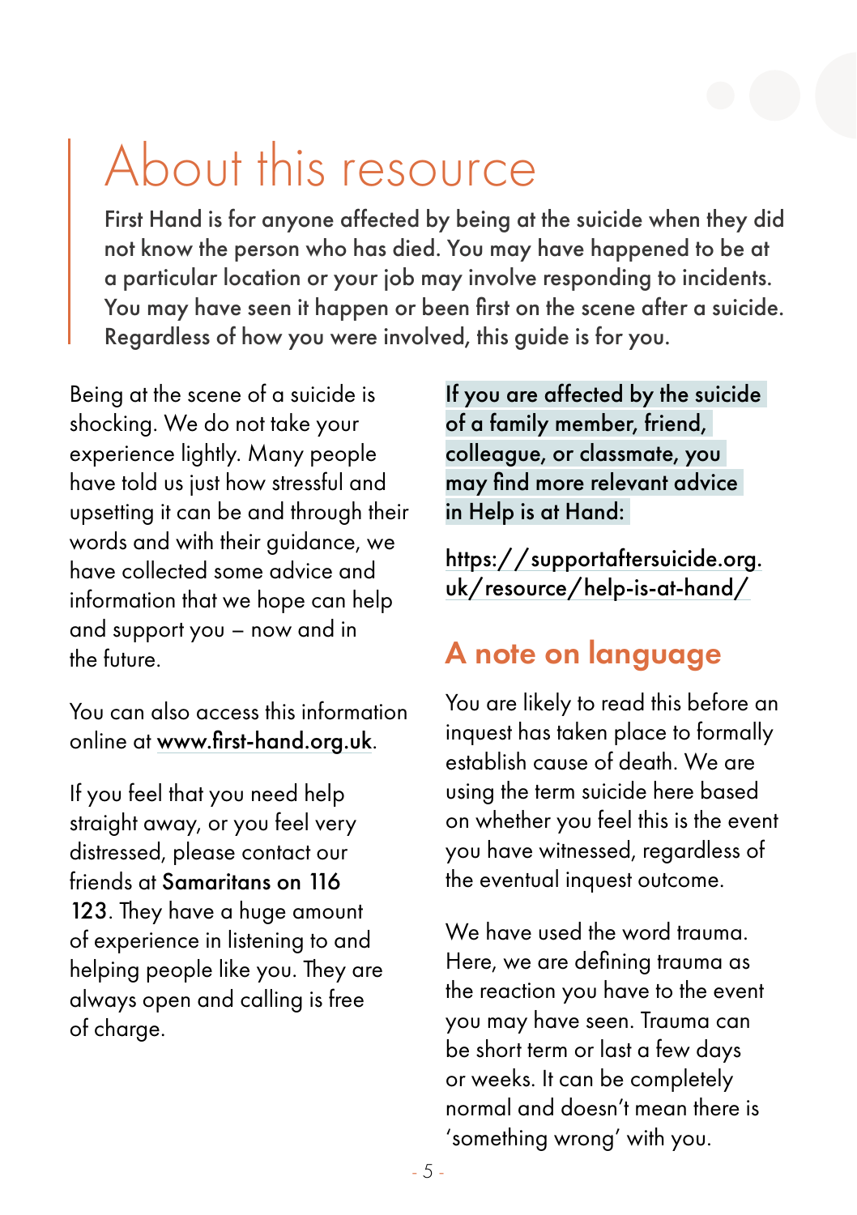# About this resource

First Hand is for anyone affected by being at the suicide when they did not know the person who has died. You may have happened to be at a particular location or your job may involve responding to incidents. You may have seen it happen or been first on the scene after a suicide. Regardless of how you were involved, this guide is for you.

Being at the scene of a suicide is shocking. We do not take your experience lightly. Many people have told us just how stressful and upsetting it can be and through their words and with their guidance, we have collected some advice and information that we hope can help and support you – now and in the future.

You can also access this information online at www.first-hand.org.uk.

If you feel that you need help straight away, or you feel very distressed, please contact our friends at **Samaritans on 116 123**. They have a huge amount of experience in listening to and helping people like you. They are always open and calling is free of charge.

If you are affected by the suicide of a family member, friend, colleague, or classmate, you may find more relevant advice in Help is at Hand:

https://supportaftersuicide.org.uk/resource/help-is-at-hand/

## A note on language

You are likely to read this before an inquest has taken place to formally establish cause of death. We are using the term suicide here based on whether you feel this is the event you have witnessed, regardless of the eventual inquest outcome.

We have used the word trauma. Here, we are defining trauma as the reaction you have to the event you may have seen. Trauma can be short term or last a few days or weeks. It can be completely normal and doesn't mean there is 'something wrong' with you.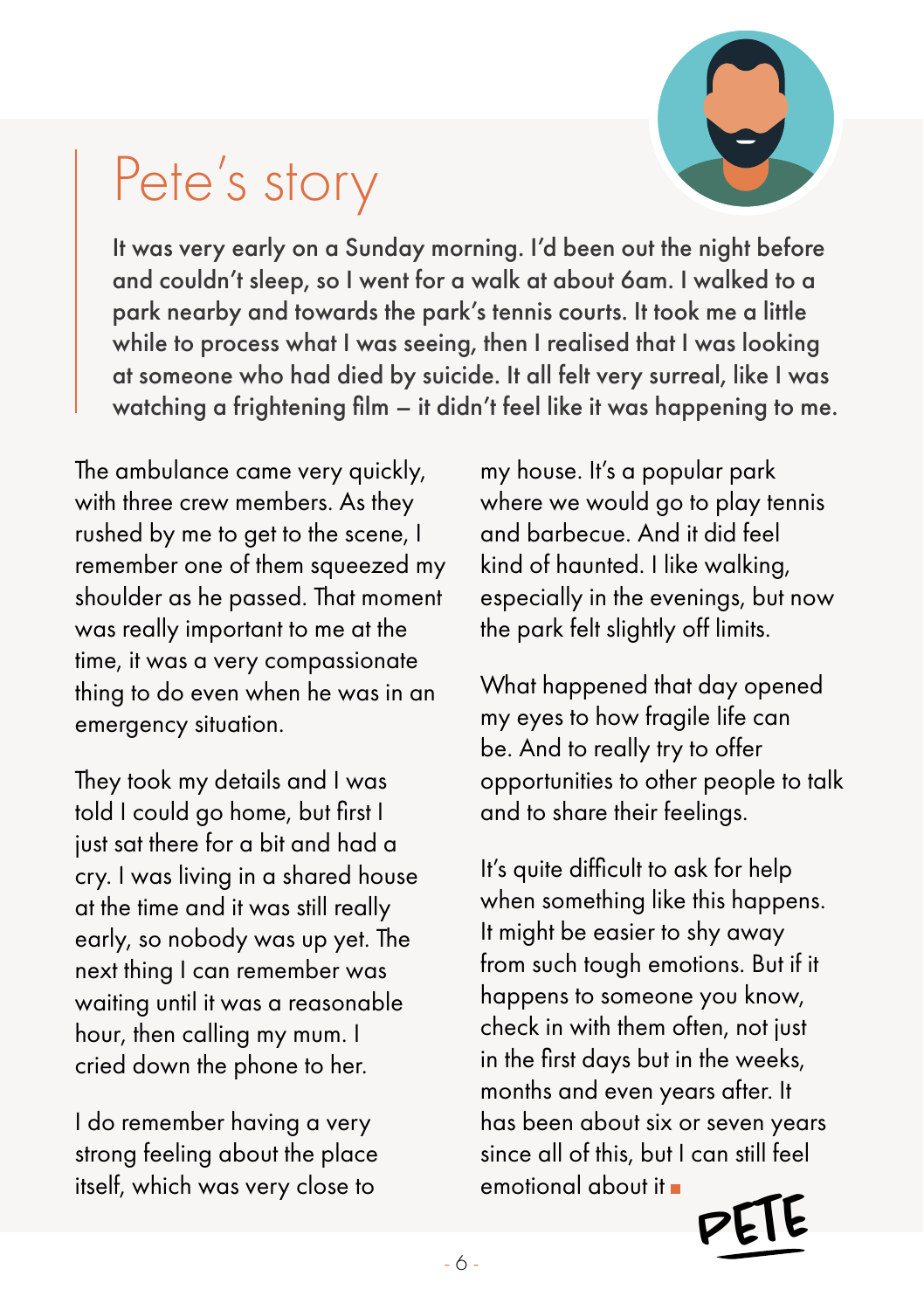# Pete's story

**It was very early on a Sunday morning. I'd been out the night before and couldn't sleep, so I went for a walk at about 6am. I walked to a park nearby and towards the park's tennis courts. It took me a little while to process what I was seeing, then I realised that I was looking at someone who had died by suicide. It all felt very surreal, like I was watching a frightening film – it didn't feel like it was happening to me.**

The ambulance came very quickly, with three crew members. As they rushed by me to get to the scene, I remember one of them squeezed my shoulder as he passed. That moment was really important to me at the time, it was a very compassionate thing to do even when he was in an emergency situation.

They took my details and I was told I could go home, but first I just sat there for a bit and had a cry. I was living in a shared house at the time and it was still really early, so nobody was up yet. The next thing I can remember was waiting until it was a reasonable hour, then calling my mum. I cried down the phone to her.

I do remember having a very strong feeling about the place itself, which was very close to my house. It's a popular park where we would go to play tennis and barbecue. And it did feel kind of haunted. I like walking, especially in the evenings, but now the park felt slightly off limits.

What happened that day opened my eyes to how fragile life can be. And to really try to offer opportunities to other people to talk and to share their feelings.

It's quite difficult to ask for help when something like this happens. It might be easier to shy away from such tough emotions. But if it happens to someone you know, check in with them often, not just in the first days but in the weeks, months and even years after. It has been about six or seven years since all of this, but I can still feel emotional about it ■

PETE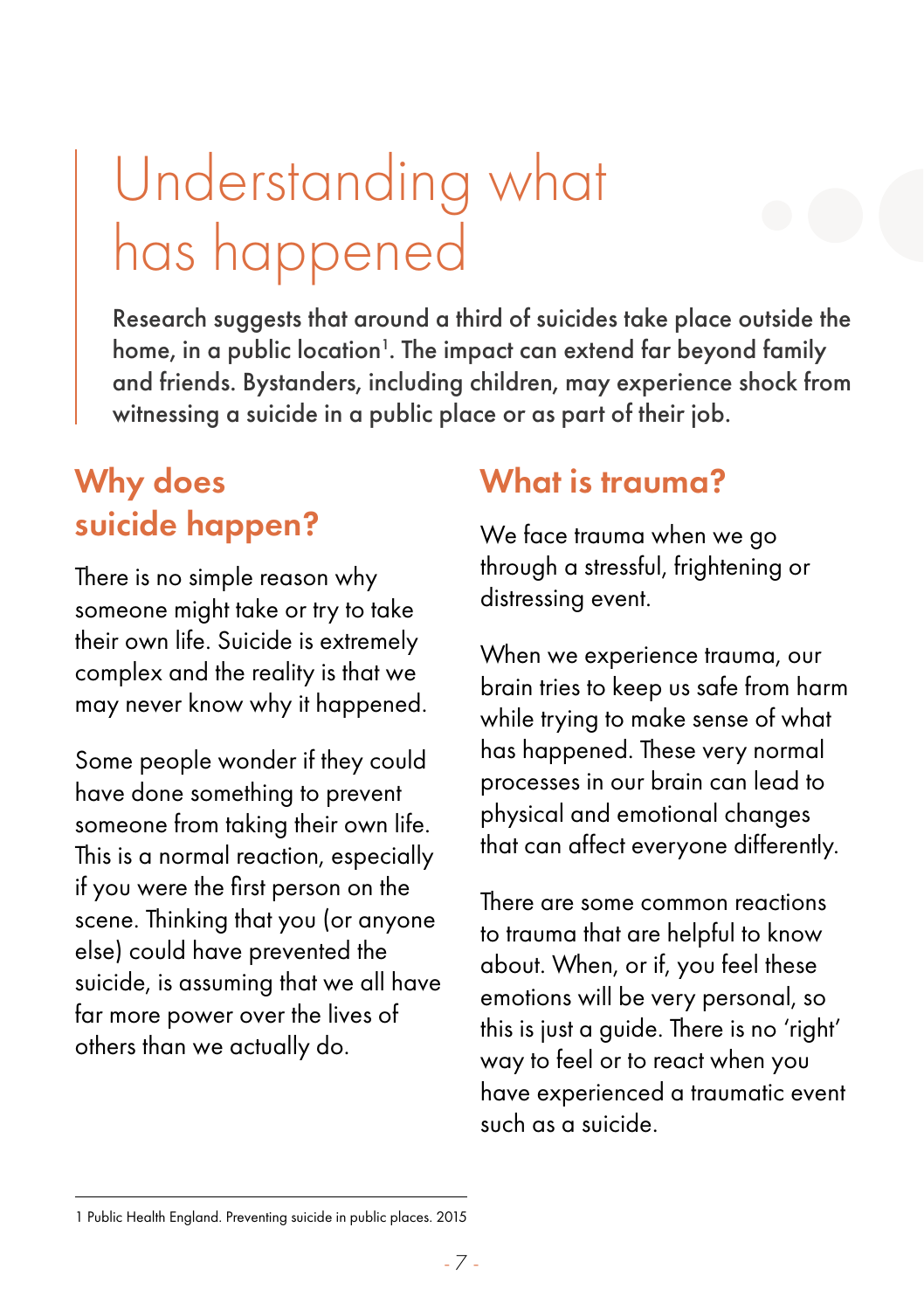# Understanding what has happened

Research suggests that around a third of suicides take place outside the home, in a public location[1]. The impact can extend far beyond family and friends. Bystanders, including children, may experience shock from witnessing a suicide in a public place or as part of their job.

## Why does suicide happen?

There is no simple reason why someone might take or try to take their own life. Suicide is extremely complex and the reality is that we may never know why it happened.

Some people wonder if they could have done something to prevent someone from taking their own life. This is a normal reaction, especially if you were the first person on the scene. Thinking that you (or anyone else) could have prevented the suicide, is assuming that we all have far more power over the lives of others than we actually do.

## What is trauma?

We face trauma when we go through a stressful, frightening or distressing event.

When we experience trauma, our brain tries to keep us safe from harm while trying to make sense of what has happened. These very normal processes in our brain can lead to physical and emotional changes that can affect everyone differently.

There are some common reactions to trauma that are helpful to know about. When, or if, you feel these emotions will be very personal, so this is just a guide. There is no 'right' way to feel or to react when you have experienced a traumatic event such as a suicide.

---

1 Public Health England. Preventing suicide in public places. 2015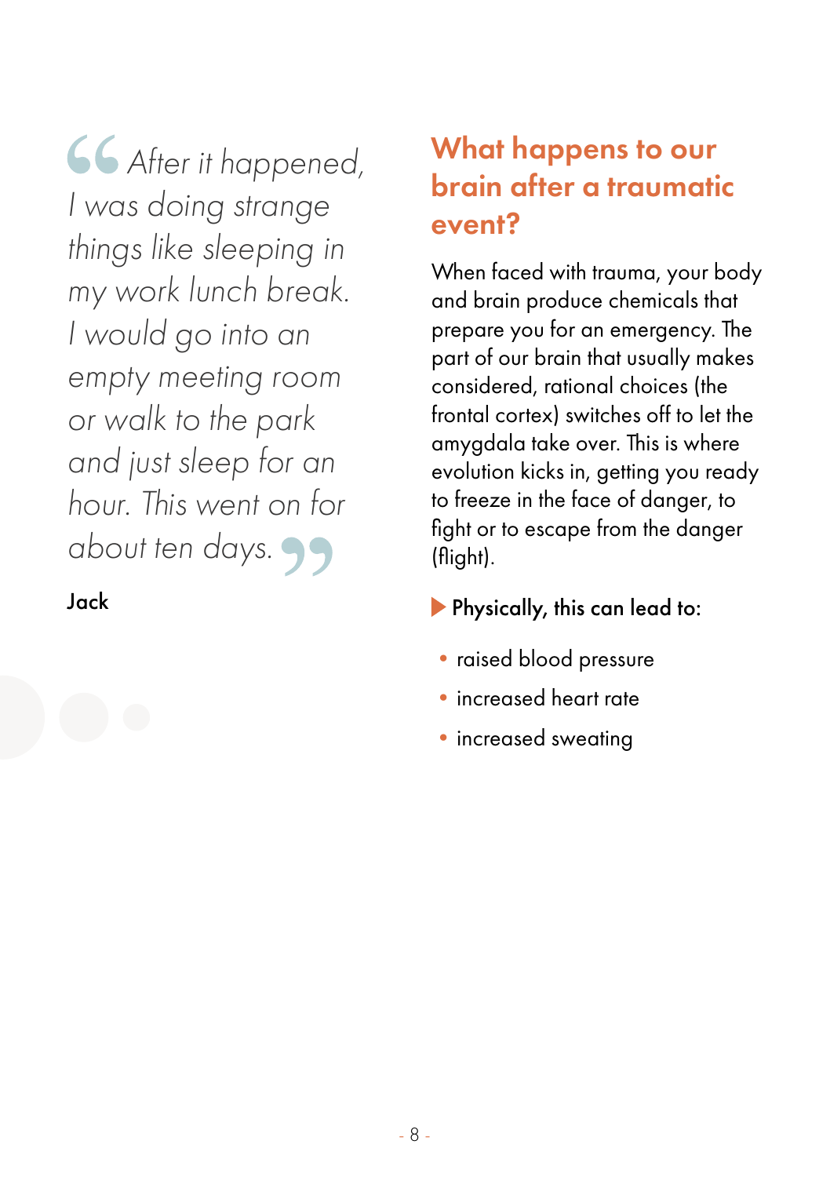> *After it happened, I was doing strange things like sleeping in my work lunch break. I would go into an empty meeting room or walk to the park and just sleep for an hour. This went on for about ten days.*

Jack

## What happens to our brain after a traumatic event?

When faced with trauma, your body and brain produce chemicals that prepare you for an emergency. The part of our brain that usually makes considered, rational choices (the frontal cortex) switches off to let the amygdala take over. This is where evolution kicks in, getting you ready to freeze in the face of danger, to fight or to escape from the danger (flight).

▶ Physically, this can lead to:

- raised blood pressure
- increased heart rate
- increased sweating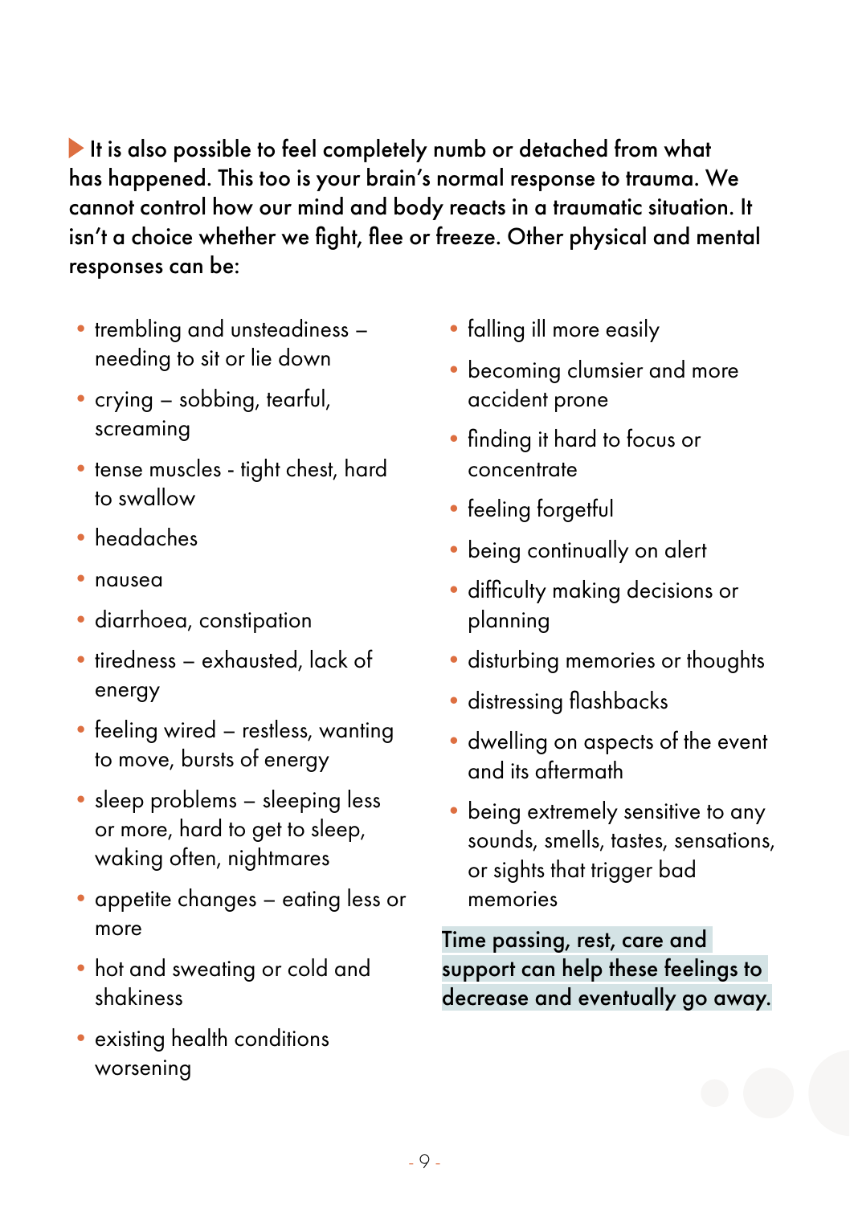**It is also possible to feel completely numb or detached from what has happened. This too is your brain's normal response to trauma. We cannot control how our mind and body reacts in a traumatic situation. It isn't a choice whether we fight, flee or freeze. Other physical and mental responses can be:**

- trembling and unsteadiness – needing to sit or lie down
- crying – sobbing, tearful, screaming
- tense muscles - tight chest, hard to swallow
- headaches
- nausea
- diarrhoea, constipation
- tiredness – exhausted, lack of energy
- feeling wired – restless, wanting to move, bursts of energy
- sleep problems – sleeping less or more, hard to get to sleep, waking often, nightmares
- appetite changes – eating less or more
- hot and sweating or cold and shakiness
- existing health conditions worsening
- falling ill more easily
- becoming clumsier and more accident prone
- finding it hard to focus or concentrate
- feeling forgetful
- being continually on alert
- difficulty making decisions or planning
- disturbing memories or thoughts
- distressing flashbacks
- dwelling on aspects of the event and its aftermath
- being extremely sensitive to any sounds, smells, tastes, sensations, or sights that trigger bad memories

**Time passing, rest, care and support can help these feelings to decrease and eventually go away.**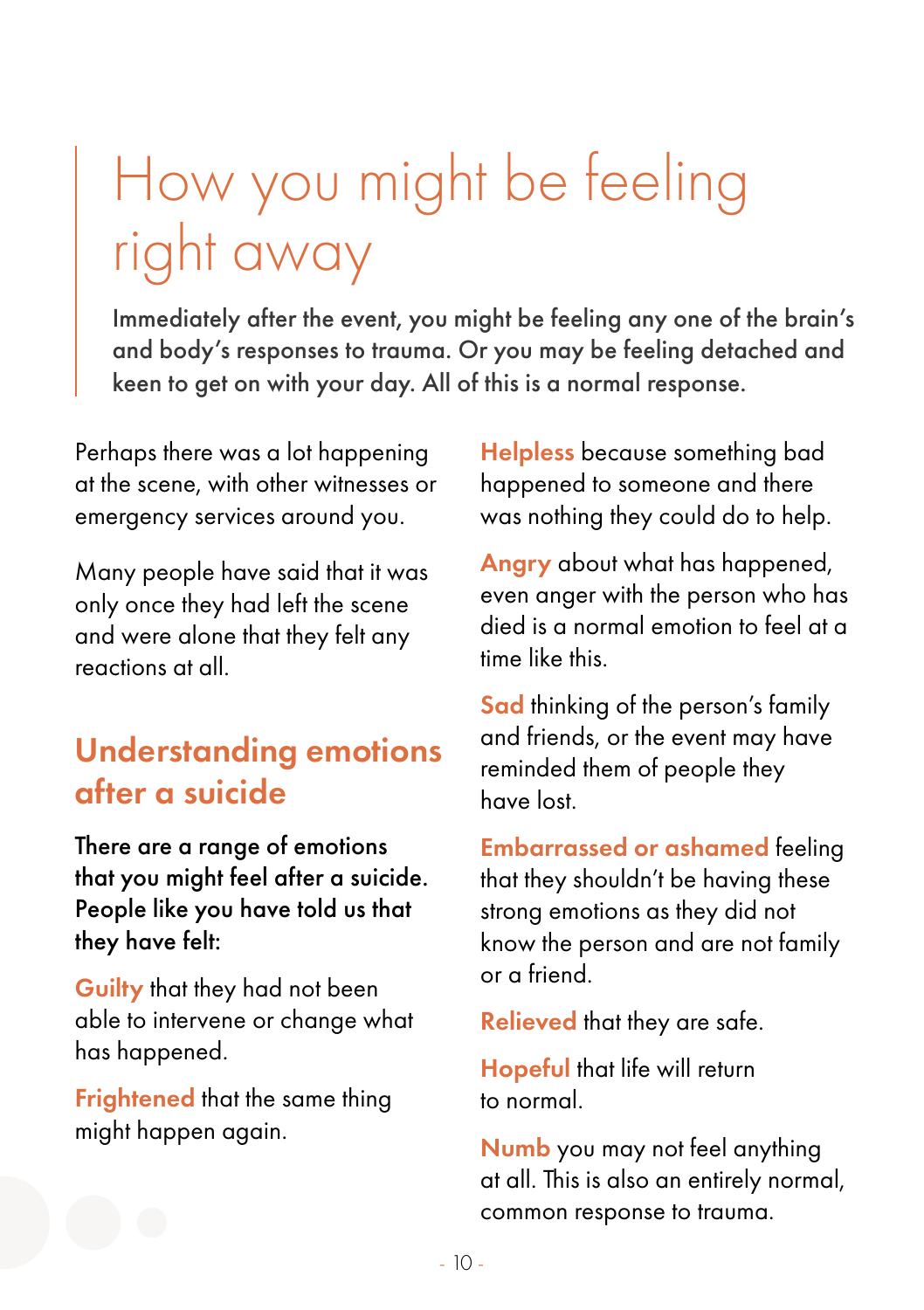# How you might be feeling right away

**Immediately after the event, you might be feeling any one of the brain's and body's responses to trauma. Or you may be feeling detached and keen to get on with your day. All of this is a normal response.**

Perhaps there was a lot happening at the scene, with other witnesses or emergency services around you.

Many people have said that it was only once they had left the scene and were alone that they felt any reactions at all.

## Understanding emotions after a suicide

**There are a range of emotions that you might feel after a suicide. People like you have told us that they have felt:**

**Guilty** that they had not been able to intervene or change what has happened.

**Frightened** that the same thing might happen again.

**Helpless** because something bad happened to someone and there was nothing they could do to help.

**Angry** about what has happened, even anger with the person who has died is a normal emotion to feel at a time like this.

**Sad** thinking of the person's family and friends, or the event may have reminded them of people they have lost.

**Embarrassed or ashamed** feeling that they shouldn't be having these strong emotions as they did not know the person and are not family or a friend.

**Relieved** that they are safe.

**Hopeful** that life will return to normal.

**Numb** you may not feel anything at all. This is also an entirely normal, common response to trauma.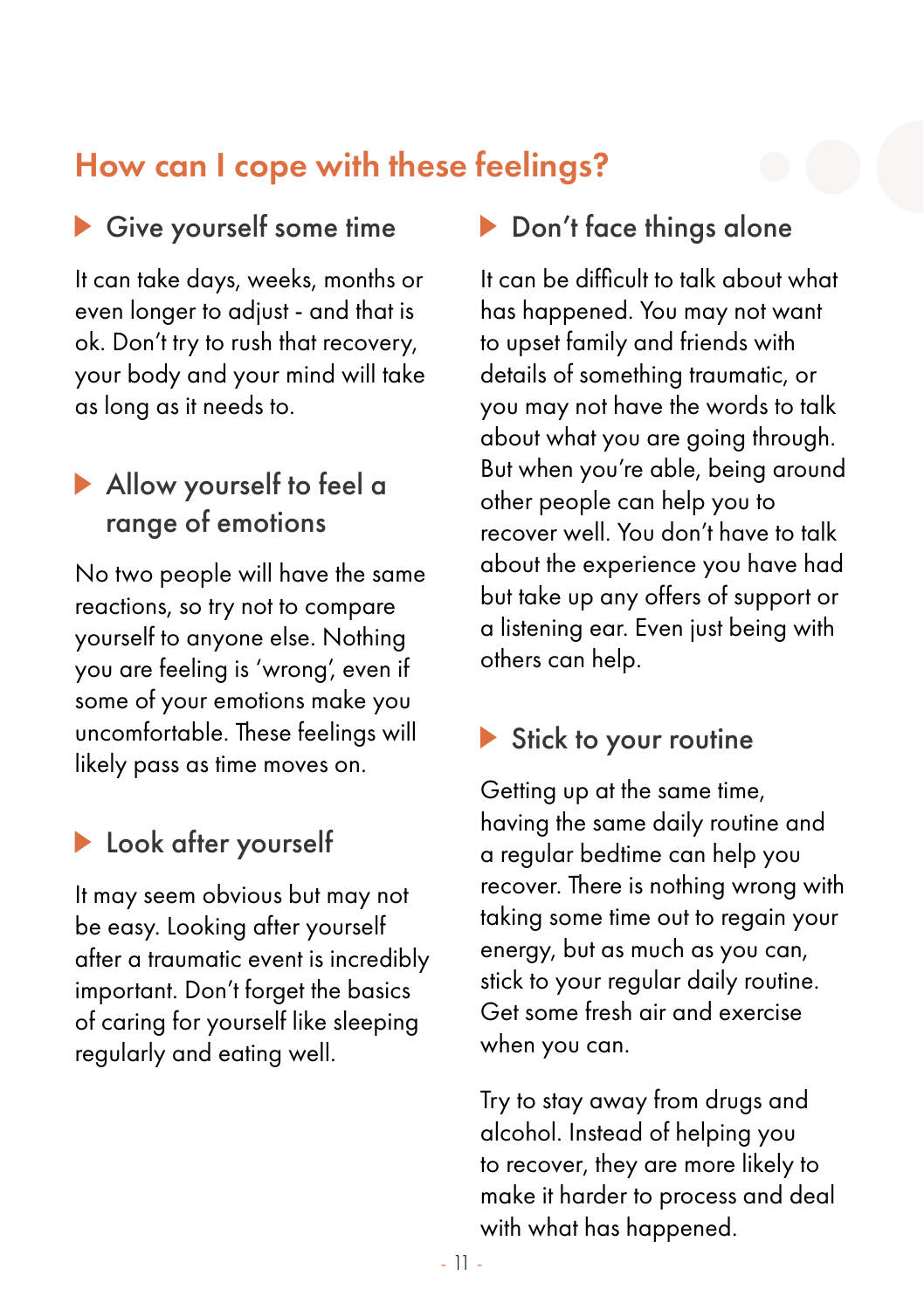## How can I cope with these feelings?

### Give yourself some time

It can take days, weeks, months or even longer to adjust - and that is ok. Don't try to rush that recovery, your body and your mind will take as long as it needs to.

### Allow yourself to feel a range of emotions

No two people will have the same reactions, so try not to compare yourself to anyone else. Nothing you are feeling is 'wrong', even if some of your emotions make you uncomfortable. These feelings will likely pass as time moves on.

### Look after yourself

It may seem obvious but may not be easy. Looking after yourself after a traumatic event is incredibly important. Don't forget the basics of caring for yourself like sleeping regularly and eating well.

### Don't face things alone

It can be difficult to talk about what has happened. You may not want to upset family and friends with details of something traumatic, or you may not have the words to talk about what you are going through. But when you're able, being around other people can help you to recover well. You don't have to talk about the experience you have had but take up any offers of support or a listening ear. Even just being with others can help.

### Stick to your routine

Getting up at the same time, having the same daily routine and a regular bedtime can help you recover. There is nothing wrong with taking some time out to regain your energy, but as much as you can, stick to your regular daily routine. Get some fresh air and exercise when you can.

Try to stay away from drugs and alcohol. Instead of helping you to recover, they are more likely to make it harder to process and deal with what has happened.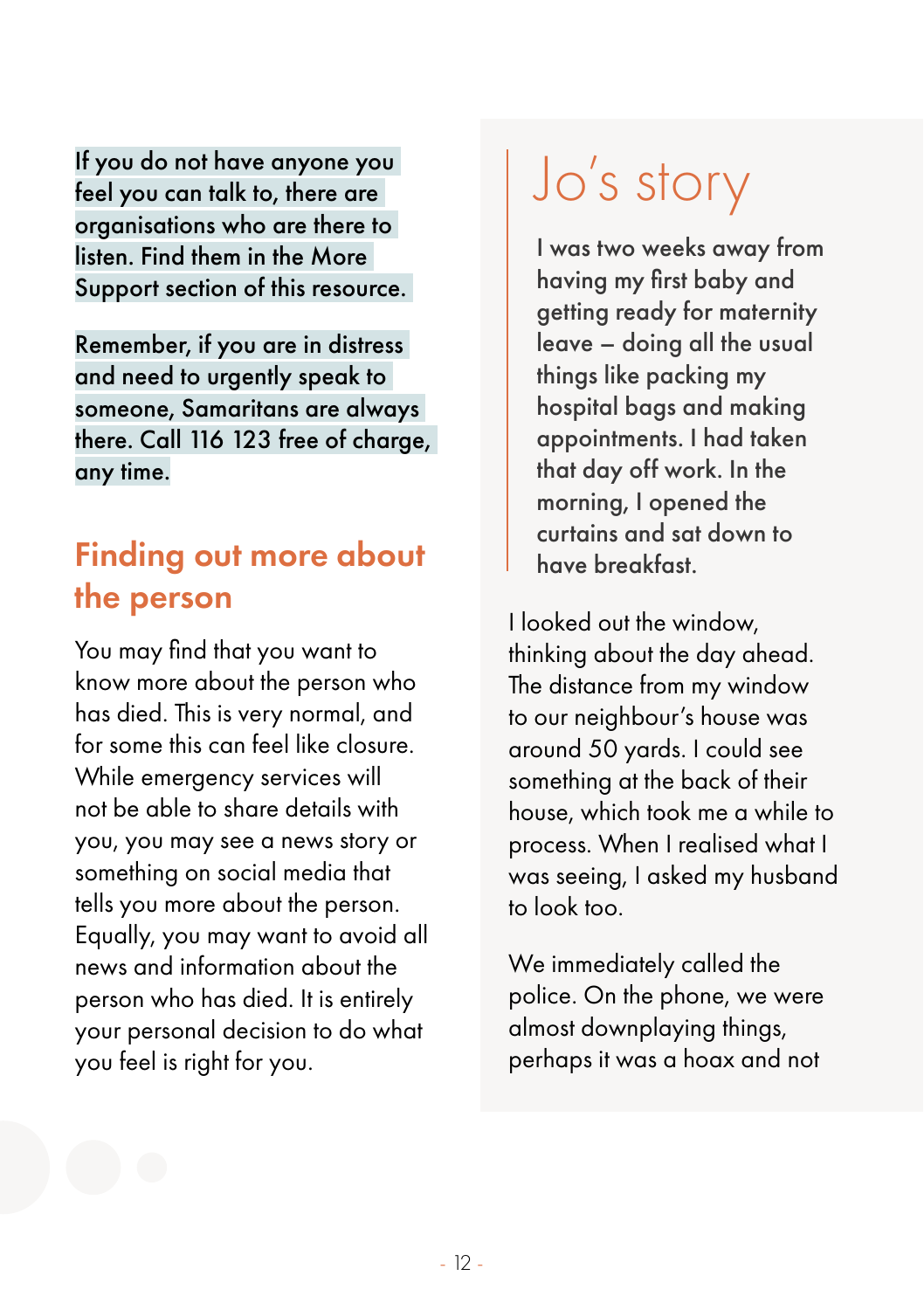If you do not have anyone you feel you can talk to, there are organisations who are there to listen. Find them in the More Support section of this resource.

Remember, if you are in distress and need to urgently speak to someone, Samaritans are always there. Call 116 123 free of charge, any time.

## Finding out more about the person

You may find that you want to know more about the person who has died. This is very normal, and for some this can feel like closure. While emergency services will not be able to share details with you, you may see a news story or something on social media that tells you more about the person. Equally, you may want to avoid all news and information about the person who has died. It is entirely your personal decision to do what you feel is right for you.

## Jo's story

I was two weeks away from having my first baby and getting ready for maternity leave – doing all the usual things like packing my hospital bags and making appointments. I had taken that day off work. In the morning, I opened the curtains and sat down to have breakfast.

I looked out the window, thinking about the day ahead. The distance from my window to our neighbour's house was around 50 yards. I could see something at the back of their house, which took me a while to process. When I realised what I was seeing, I asked my husband to look too.

We immediately called the police. On the phone, we were almost downplaying things, perhaps it was a hoax and not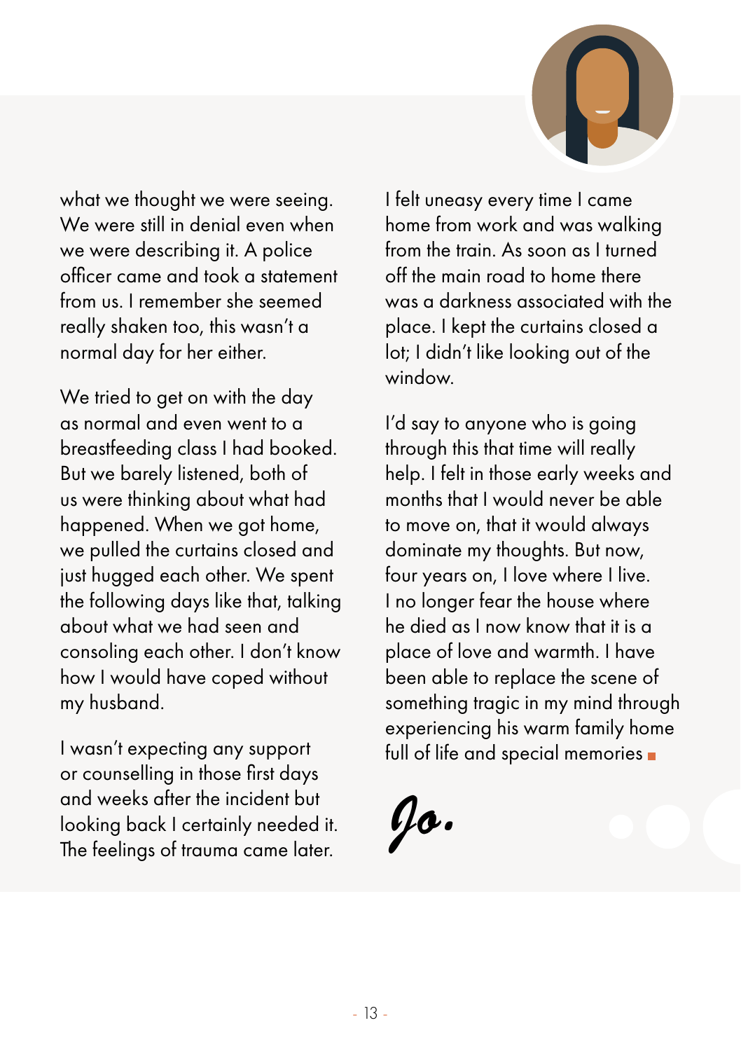what we thought we were seeing. We were still in denial even when we were describing it. A police officer came and took a statement from us. I remember she seemed really shaken too, this wasn't a normal day for her either.

We tried to get on with the day as normal and even went to a breastfeeding class I had booked. But we barely listened, both of us were thinking about what had happened. When we got home, we pulled the curtains closed and just hugged each other. We spent the following days like that, talking about what we had seen and consoling each other. I don't know how I would have coped without my husband.

I wasn't expecting any support or counselling in those first days and weeks after the incident but looking back I certainly needed it. The feelings of trauma came later.

I felt uneasy every time I came home from work and was walking from the train. As soon as I turned off the main road to home there was a darkness associated with the place. I kept the curtains closed a lot; I didn't like looking out of the window.

I'd say to anyone who is going through this that time will really help. I felt in those early weeks and months that I would never be able to move on, that it would always dominate my thoughts. But now, four years on, I love where I live. I no longer fear the house where he died as I now know that it is a place of love and warmth. I have been able to replace the scene of something tragic in my mind through experiencing his warm family home full of life and special memories

*Jo.*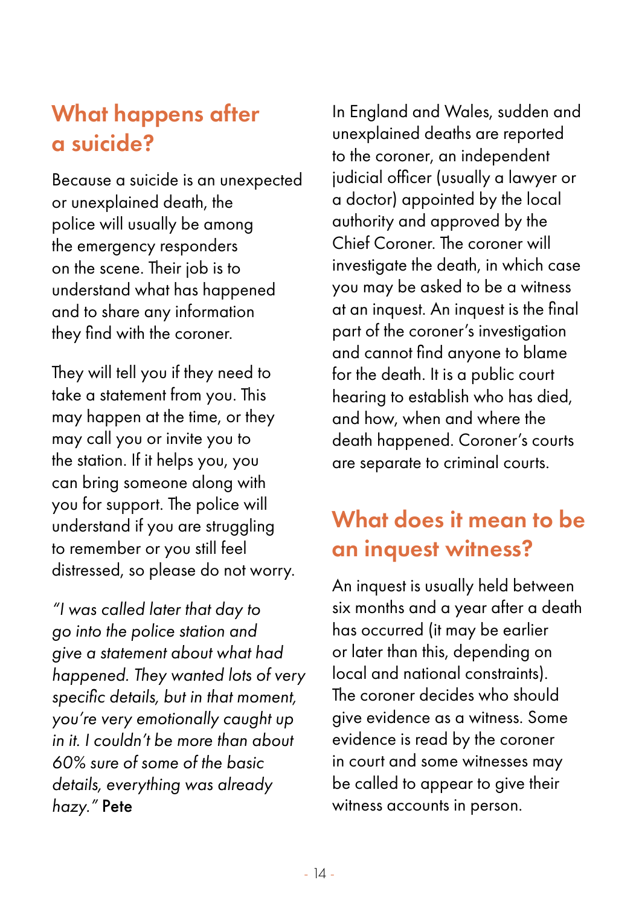## What happens after a suicide?

Because a suicide is an unexpected or unexplained death, the police will usually be among the emergency responders on the scene. Their job is to understand what has happened and to share any information they find with the coroner.

They will tell you if they need to take a statement from you. This may happen at the time, or they may call you or invite you to the station. If it helps you, you can bring someone along with you for support. The police will understand if you are struggling to remember or you still feel distressed, so please do not worry.

*"I was called later that day to go into the police station and give a statement about what had happened. They wanted lots of very specific details, but in that moment, you're very emotionally caught up in it. I couldn't be more than about 60% sure of some of the basic details, everything was already hazy."* Pete

In England and Wales, sudden and unexplained deaths are reported to the coroner, an independent judicial officer (usually a lawyer or a doctor) appointed by the local authority and approved by the Chief Coroner. The coroner will investigate the death, in which case you may be asked to be a witness at an inquest. An inquest is the final part of the coroner's investigation and cannot find anyone to blame for the death. It is a public court hearing to establish who has died, and how, when and where the death happened. Coroner's courts are separate to criminal courts.

## What does it mean to be an inquest witness?

An inquest is usually held between six months and a year after a death has occurred (it may be earlier or later than this, depending on local and national constraints). The coroner decides who should give evidence as a witness. Some evidence is read by the coroner in court and some witnesses may be called to appear to give their witness accounts in person.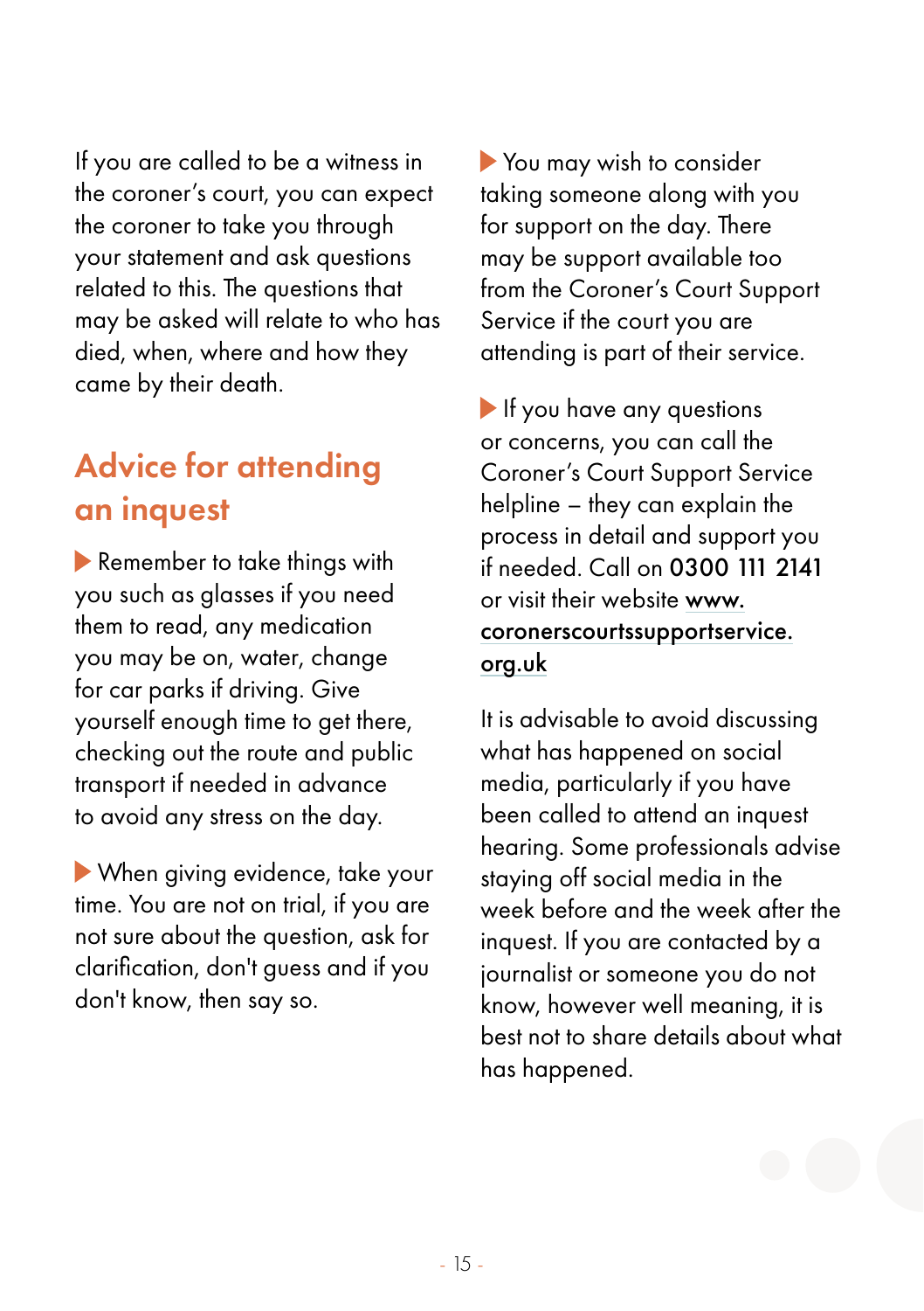If you are called to be a witness in the coroner's court, you can expect the coroner to take you through your statement and ask questions related to this. The questions that may be asked will relate to who has died, when, where and how they came by their death.

## Advice for attending an inquest

- Remember to take things with you such as glasses if you need them to read, any medication you may be on, water, change for car parks if driving. Give yourself enough time to get there, checking out the route and public transport if needed in advance to avoid any stress on the day.

- When giving evidence, take your time. You are not on trial, if you are not sure about the question, ask for clarification, don't guess and if you don't know, then say so.

- You may wish to consider taking someone along with you for support on the day. There may be support available too from the Coroner's Court Support Service if the court you are attending is part of their service.

- If you have any questions or concerns, you can call the Coroner's Court Support Service helpline – they can explain the process in detail and support you if needed. Call on **0300 111 2141** or visit their website **www.coronerscourtssupportservice.org.uk**

It is advisable to avoid discussing what has happened on social media, particularly if you have been called to attend an inquest hearing. Some professionals advise staying off social media in the week before and the week after the inquest. If you are contacted by a journalist or someone you do not know, however well meaning, it is best not to share details about what has happened.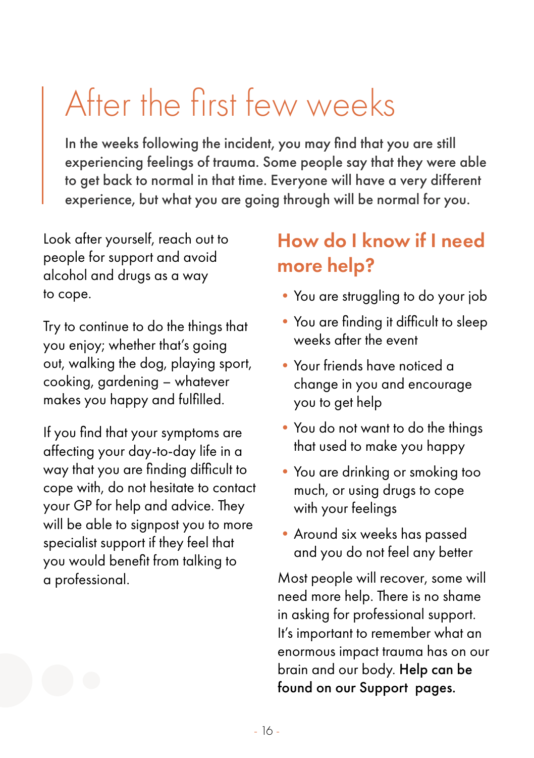# After the first few weeks

In the weeks following the incident, you may find that you are still experiencing feelings of trauma. Some people say that they were able to get back to normal in that time. Everyone will have a very different experience, but what you are going through will be normal for you.

Look after yourself, reach out to people for support and avoid alcohol and drugs as a way to cope.

Try to continue to do the things that you enjoy; whether that's going out, walking the dog, playing sport, cooking, gardening – whatever makes you happy and fulfilled.

If you find that your symptoms are affecting your day-to-day life in a way that you are finding difficult to cope with, do not hesitate to contact your GP for help and advice. They will be able to signpost you to more specialist support if they feel that you would benefit from talking to a professional.

## How do I know if I need more help?

- You are struggling to do your job
- You are finding it difficult to sleep weeks after the event
- Your friends have noticed a change in you and encourage you to get help
- You do not want to do the things that used to make you happy
- You are drinking or smoking too much, or using drugs to cope with your feelings
- Around six weeks has passed and you do not feel any better

Most people will recover, some will need more help. There is no shame in asking for professional support. It's important to remember what an enormous impact trauma has on our brain and our body. **Help can be found on our Support pages.**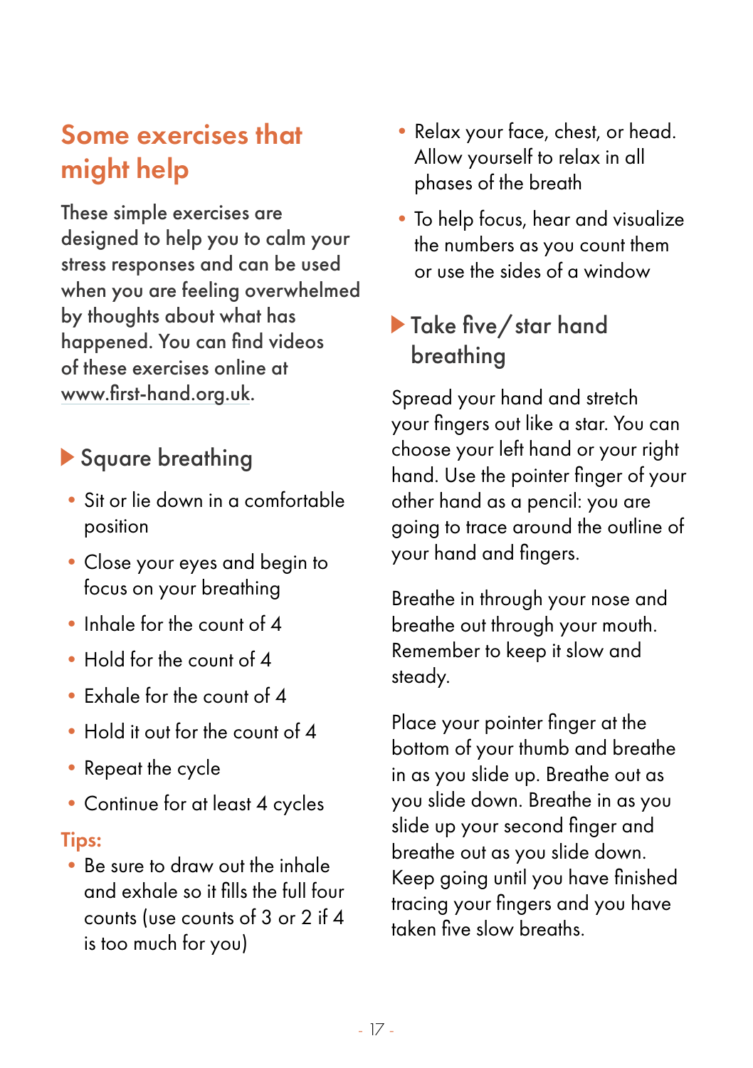## Some exercises that might help

These simple exercises are designed to help you to calm your stress responses and can be used when you are feeling overwhelmed by thoughts about what has happened. You can find videos of these exercises online at www.first-hand.org.uk.

### Square breathing

- Sit or lie down in a comfortable position
- Close your eyes and begin to focus on your breathing
- Inhale for the count of 4
- Hold for the count of 4
- Exhale for the count of 4
- Hold it out for the count of 4
- Repeat the cycle
- Continue for at least 4 cycles

**Tips:**

- Be sure to draw out the inhale and exhale so it fills the full four counts (use counts of 3 or 2 if 4 is too much for you)
- Relax your face, chest, or head. Allow yourself to relax in all phases of the breath
- To help focus, hear and visualize the numbers as you count them or use the sides of a window

### Take five/ star hand breathing

Spread your hand and stretch your fingers out like a star. You can choose your left hand or your right hand. Use the pointer finger of your other hand as a pencil: you are going to trace around the outline of your hand and fingers.

Breathe in through your nose and breathe out through your mouth. Remember to keep it slow and steady.

Place your pointer finger at the bottom of your thumb and breathe in as you slide up. Breathe out as you slide down. Breathe in as you slide up your second finger and breathe out as you slide down. Keep going until you have finished tracing your fingers and you have taken five slow breaths.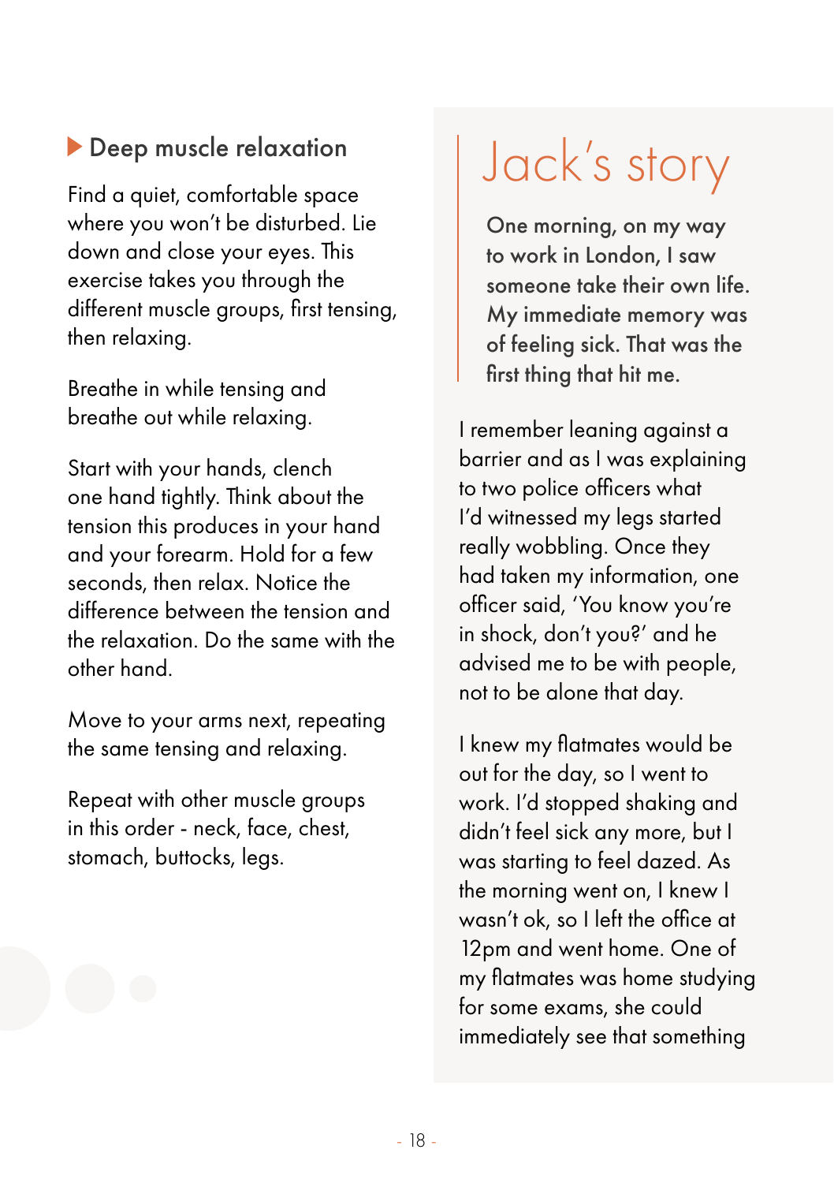### Deep muscle relaxation

Find a quiet, comfortable space where you won't be disturbed. Lie down and close your eyes. This exercise takes you through the different muscle groups, first tensing, then relaxing.

Breathe in while tensing and breathe out while relaxing.

Start with your hands, clench one hand tightly. Think about the tension this produces in your hand and your forearm. Hold for a few seconds, then relax. Notice the difference between the tension and the relaxation. Do the same with the other hand.

Move to your arms next, repeating the same tensing and relaxing.

Repeat with other muscle groups in this order - neck, face, chest, stomach, buttocks, legs.

# Jack's story

**One morning, on my way to work in London, I saw someone take their own life. My immediate memory was of feeling sick. That was the first thing that hit me.**

I remember leaning against a barrier and as I was explaining to two police officers what I'd witnessed my legs started really wobbling. Once they had taken my information, one officer said, 'You know you're in shock, don't you?' and he advised me to be with people, not to be alone that day.

I knew my flatmates would be out for the day, so I went to work. I'd stopped shaking and didn't feel sick any more, but I was starting to feel dazed. As the morning went on, I knew I wasn't ok, so I left the office at 12pm and went home. One of my flatmates was home studying for some exams, she could immediately see that something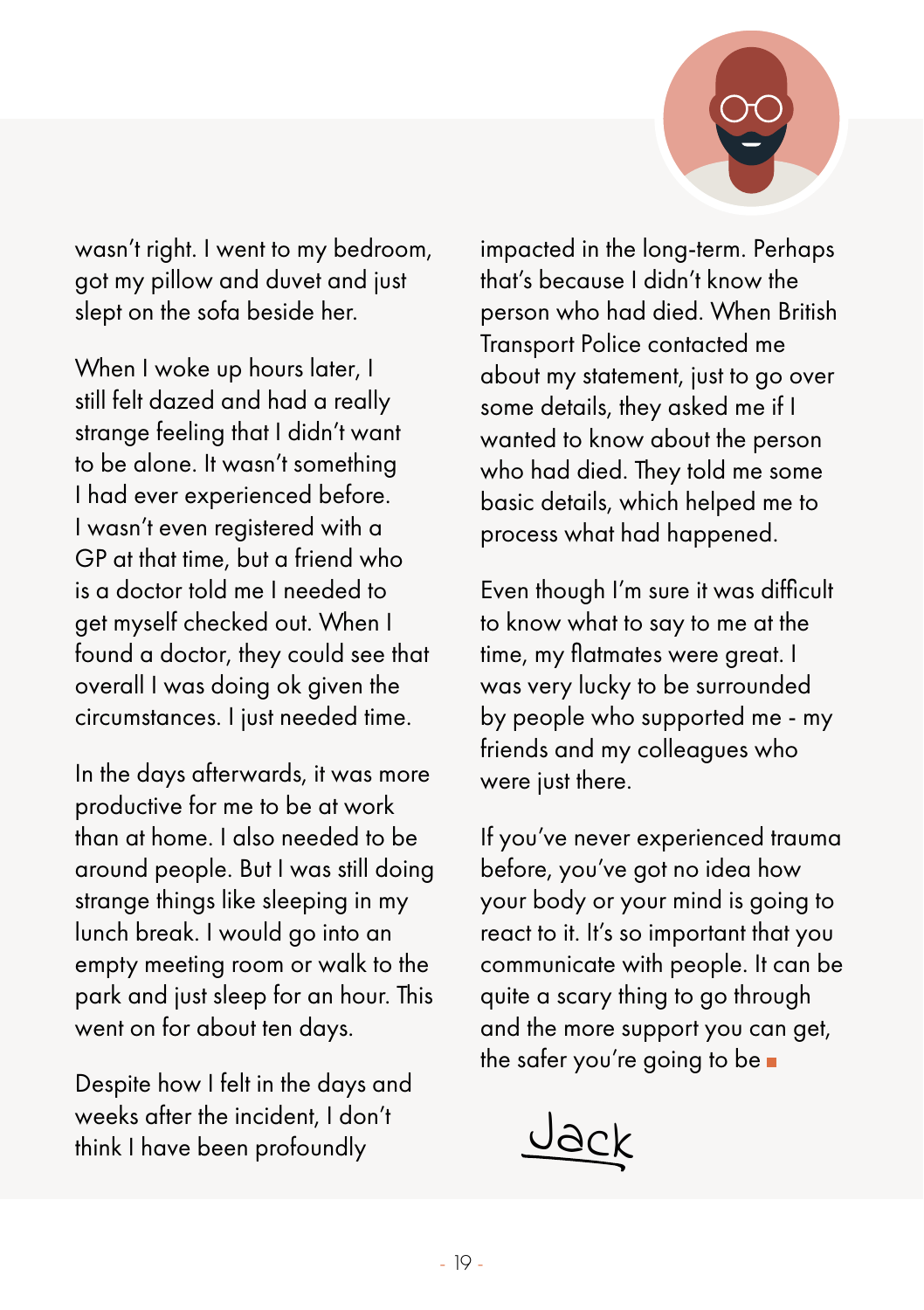wasn't right. I went to my bedroom, got my pillow and duvet and just slept on the sofa beside her.

When I woke up hours later, I still felt dazed and had a really strange feeling that I didn't want to be alone. It wasn't something I had ever experienced before. I wasn't even registered with a GP at that time, but a friend who is a doctor told me I needed to get myself checked out. When I found a doctor, they could see that overall I was doing ok given the circumstances. I just needed time.

In the days afterwards, it was more productive for me to be at work than at home. I also needed to be around people. But I was still doing strange things like sleeping in my lunch break. I would go into an empty meeting room or walk to the park and just sleep for an hour. This went on for about ten days.

Despite how I felt in the days and weeks after the incident, I don't think I have been profoundly impacted in the long-term. Perhaps that's because I didn't know the person who had died. When British Transport Police contacted me about my statement, just to go over some details, they asked me if I wanted to know about the person who had died. They told me some basic details, which helped me to process what had happened.

Even though I'm sure it was difficult to know what to say to me at the time, my flatmates were great. I was very lucky to be surrounded by people who supported me - my friends and my colleagues who were just there.

If you've never experienced trauma before, you've got no idea how your body or your mind is going to react to it. It's so important that you communicate with people. It can be quite a scary thing to go through and the more support you can get, the safer you're going to be ■

Jack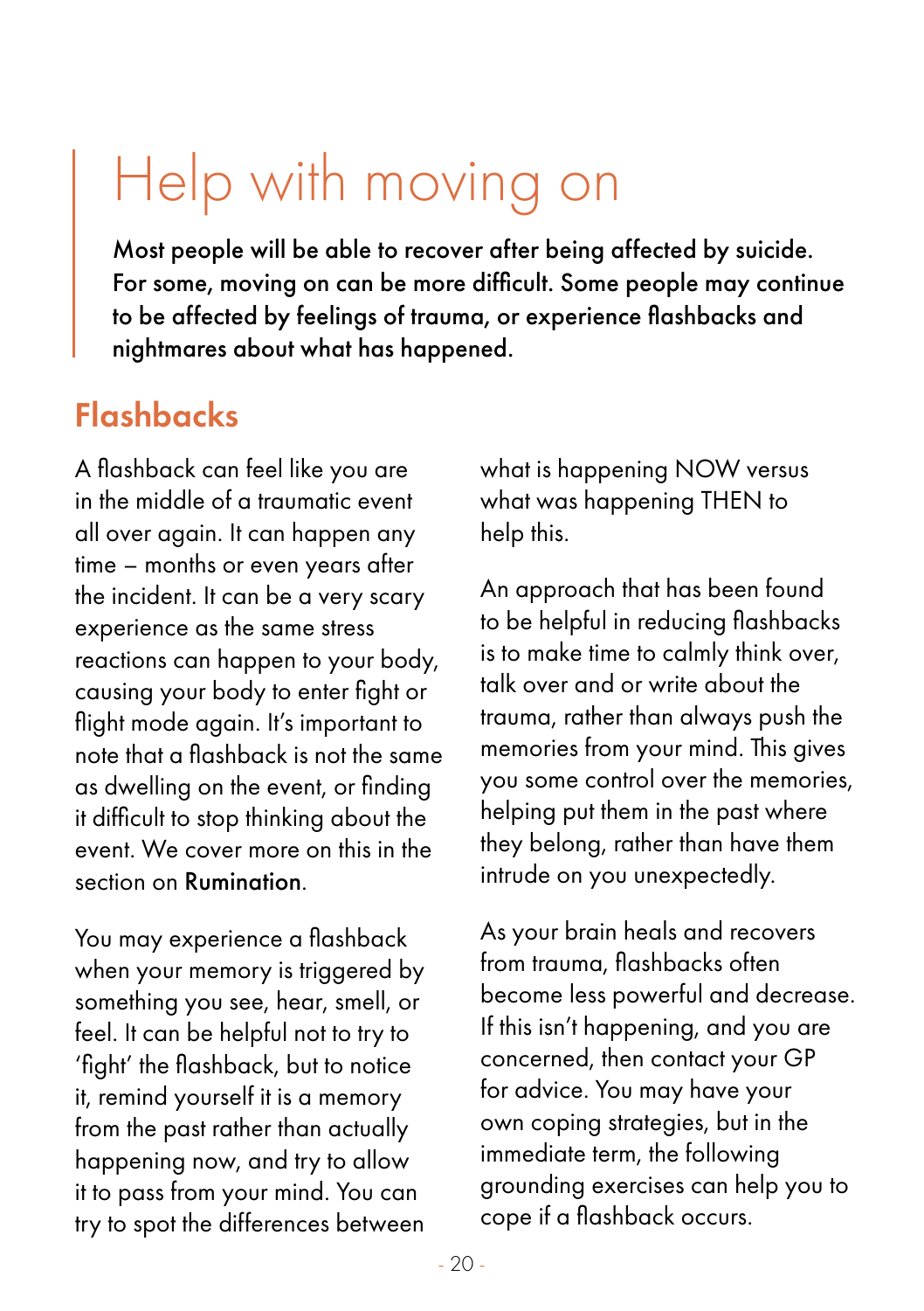# Help with moving on

**Most people will be able to recover after being affected by suicide. For some, moving on can be more difficult. Some people may continue to be affected by feelings of trauma, or experience flashbacks and nightmares about what has happened.**

## Flashbacks

A flashback can feel like you are in the middle of a traumatic event all over again. It can happen any time – months or even years after the incident. It can be a very scary experience as the same stress reactions can happen to your body, causing your body to enter fight or flight mode again. It's important to note that a flashback is not the same as dwelling on the event, or finding it difficult to stop thinking about the event. We cover more on this in the section on **Rumination**.

You may experience a flashback when your memory is triggered by something you see, hear, smell, or feel. It can be helpful not to try to 'fight' the flashback, but to notice it, remind yourself it is a memory from the past rather than actually happening now, and try to allow it to pass from your mind. You can try to spot the differences between what is happening NOW versus what was happening THEN to help this.

An approach that has been found to be helpful in reducing flashbacks is to make time to calmly think over, talk over and or write about the trauma, rather than always push the memories from your mind. This gives you some control over the memories, helping put them in the past where they belong, rather than have them intrude on you unexpectedly.

As your brain heals and recovers from trauma, flashbacks often become less powerful and decrease. If this isn't happening, and you are concerned, then contact your GP for advice. You may have your own coping strategies, but in the immediate term, the following grounding exercises can help you to cope if a flashback occurs.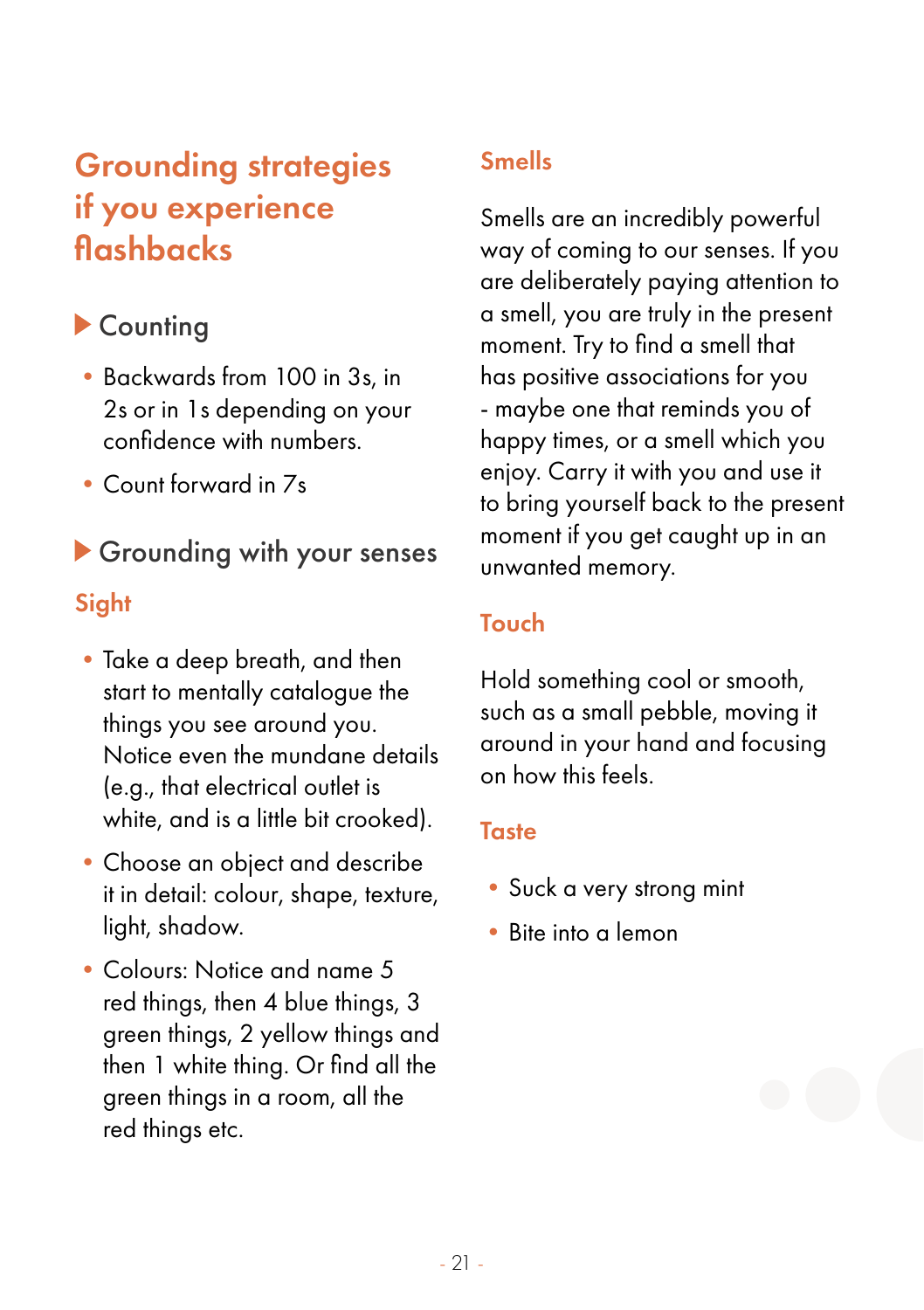# Grounding strategies if you experience flashbacks

## Counting

- Backwards from 100 in 3s, in 2s or in 1s depending on your confidence with numbers.
- Count forward in 7s

## Grounding with your senses

### Sight

- Take a deep breath, and then start to mentally catalogue the things you see around you. Notice even the mundane details (e.g., that electrical outlet is white, and is a little bit crooked).
- Choose an object and describe it in detail: colour, shape, texture, light, shadow.
- Colours: Notice and name 5 red things, then 4 blue things, 3 green things, 2 yellow things and then 1 white thing. Or find all the green things in a room, all the red things etc.

### Smells

Smells are an incredibly powerful way of coming to our senses. If you are deliberately paying attention to a smell, you are truly in the present moment. Try to find a smell that has positive associations for you - maybe one that reminds you of happy times, or a smell which you enjoy. Carry it with you and use it to bring yourself back to the present moment if you get caught up in an unwanted memory.

### Touch

Hold something cool or smooth, such as a small pebble, moving it around in your hand and focusing on how this feels.

### Taste

- Suck a very strong mint
- Bite into a lemon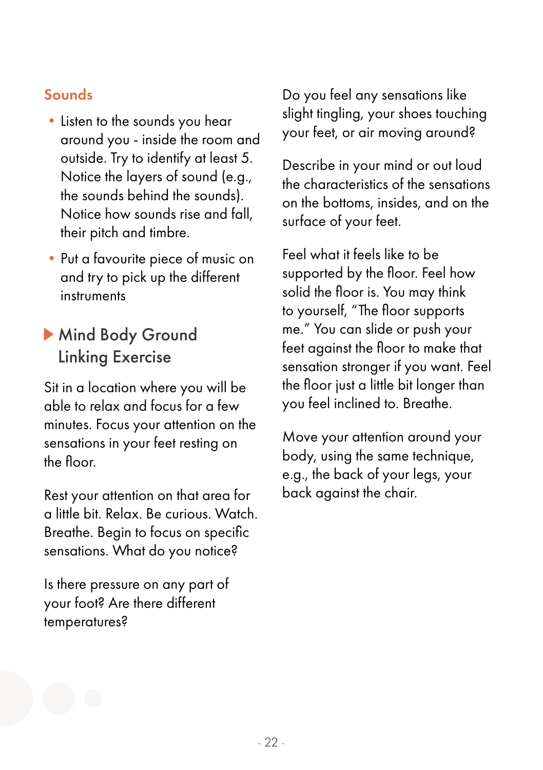### Sounds

- Listen to the sounds you hear around you - inside the room and outside. Try to identify at least 5. Notice the layers of sound (e.g., the sounds behind the sounds). Notice how sounds rise and fall, their pitch and timbre.
- Put a favourite piece of music on and try to pick up the different instruments

## Mind Body Ground Linking Exercise

Sit in a location where you will be able to relax and focus for a few minutes. Focus your attention on the sensations in your feet resting on the floor.

Rest your attention on that area for a little bit. Relax. Be curious. Watch. Breathe. Begin to focus on specific sensations. What do you notice?

Is there pressure on any part of your foot? Are there different temperatures?

Do you feel any sensations like slight tingling, your shoes touching your feet, or air moving around?

Describe in your mind or out loud the characteristics of the sensations on the bottoms, insides, and on the surface of your feet.

Feel what it feels like to be supported by the floor. Feel how solid the floor is. You may think to yourself, "The floor supports me." You can slide or push your feet against the floor to make that sensation stronger if you want. Feel the floor just a little bit longer than you feel inclined to. Breathe.

Move your attention around your body, using the same technique, e.g., the back of your legs, your back against the chair.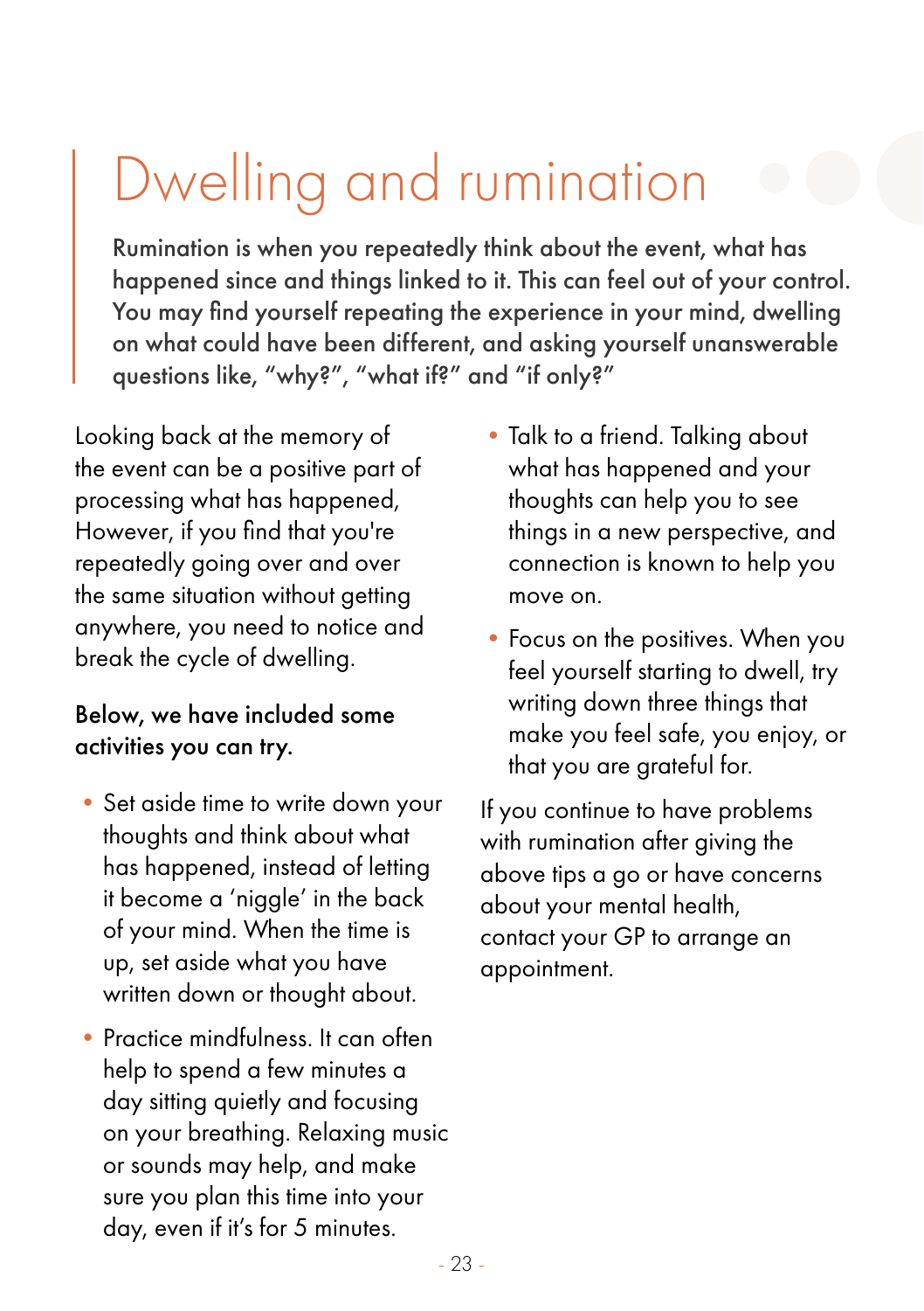# Dwelling and rumination

**Rumination is when you repeatedly think about the event, what has happened since and things linked to it. This can feel out of your control. You may find yourself repeating the experience in your mind, dwelling on what could have been different, and asking yourself unanswerable questions like, "why?", "what if?" and "if only?"**

Looking back at the memory of the event can be a positive part of processing what has happened, However, if you find that you're repeatedly going over and over the same situation without getting anywhere, you need to notice and break the cycle of dwelling.

**Below, we have included some activities you can try.**

- Set aside time to write down your thoughts and think about what has happened, instead of letting it become a 'niggle' in the back of your mind. When the time is up, set aside what you have written down or thought about.
- Practice mindfulness. It can often help to spend a few minutes a day sitting quietly and focusing on your breathing. Relaxing music or sounds may help, and make sure you plan this time into your day, even if it's for 5 minutes.
- Talk to a friend. Talking about what has happened and your thoughts can help you to see things in a new perspective, and connection is known to help you move on.
- Focus on the positives. When you feel yourself starting to dwell, try writing down three things that make you feel safe, you enjoy, or that you are grateful for.

If you continue to have problems with rumination after giving the above tips a go or have concerns about your mental health, contact your GP to arrange an appointment.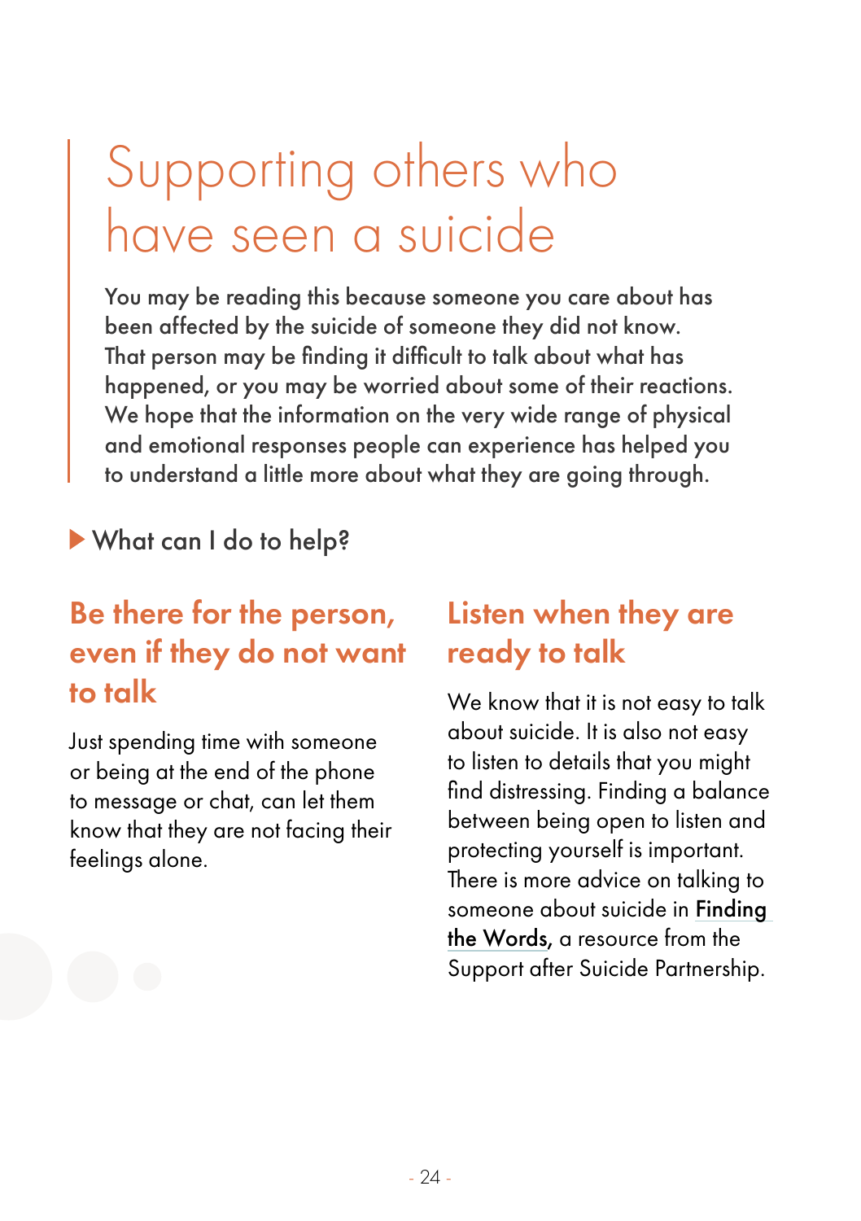# Supporting others who have seen a suicide

You may be reading this because someone you care about has been affected by the suicide of someone they did not know. That person may be finding it difficult to talk about what has happened, or you may be worried about some of their reactions. We hope that the information on the very wide range of physical and emotional responses people can experience has helped you to understand a little more about what they are going through.

▶ What can I do to help?

## Be there for the person, even if they do not want to talk

Just spending time with someone or being at the end of the phone to message or chat, can let them know that they are not facing their feelings alone.

## Listen when they are ready to talk

We know that it is not easy to talk about suicide. It is also not easy to listen to details that you might find distressing. Finding a balance between being open to listen and protecting yourself is important. There is more advice on talking to someone about suicide in **Finding the Words**, a resource from the Support after Suicide Partnership.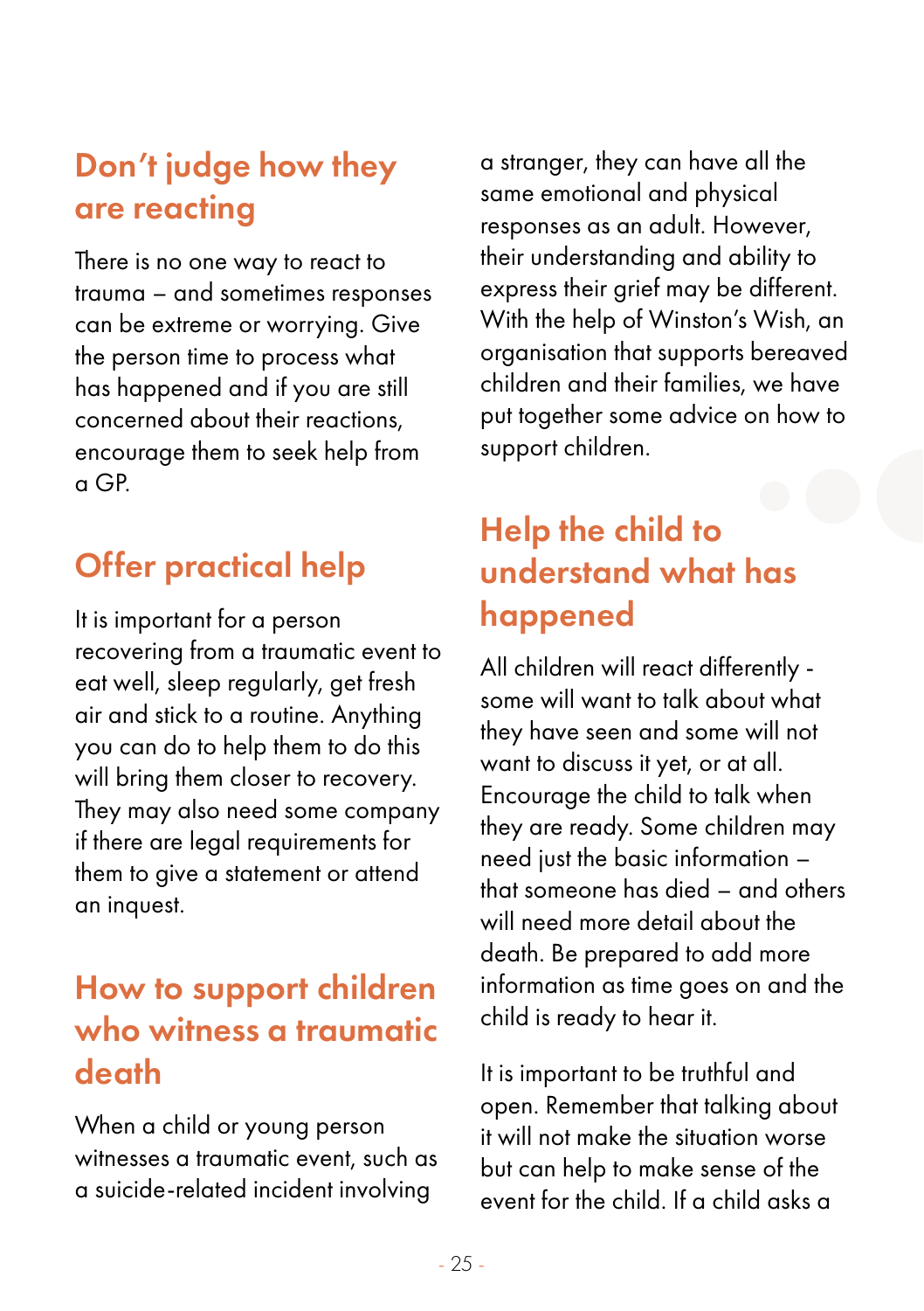## Don't judge how they are reacting

There is no one way to react to trauma – and sometimes responses can be extreme or worrying. Give the person time to process what has happened and if you are still concerned about their reactions, encourage them to seek help from a GP.

## Offer practical help

It is important for a person recovering from a traumatic event to eat well, sleep regularly, get fresh air and stick to a routine. Anything you can do to help them to do this will bring them closer to recovery. They may also need some company if there are legal requirements for them to give a statement or attend an inquest.

## How to support children who witness a traumatic death

When a child or young person witnesses a traumatic event, such as a suicide-related incident involving a stranger, they can have all the same emotional and physical responses as an adult. However, their understanding and ability to express their grief may be different. With the help of Winston's Wish, an organisation that supports bereaved children and their families, we have put together some advice on how to support children.

## Help the child to understand what has happened

All children will react differently - some will want to talk about what they have seen and some will not want to discuss it yet, or at all. Encourage the child to talk when they are ready. Some children may need just the basic information – that someone has died – and others will need more detail about the death. Be prepared to add more information as time goes on and the child is ready to hear it.

It is important to be truthful and open. Remember that talking about it will not make the situation worse but can help to make sense of the event for the child. If a child asks a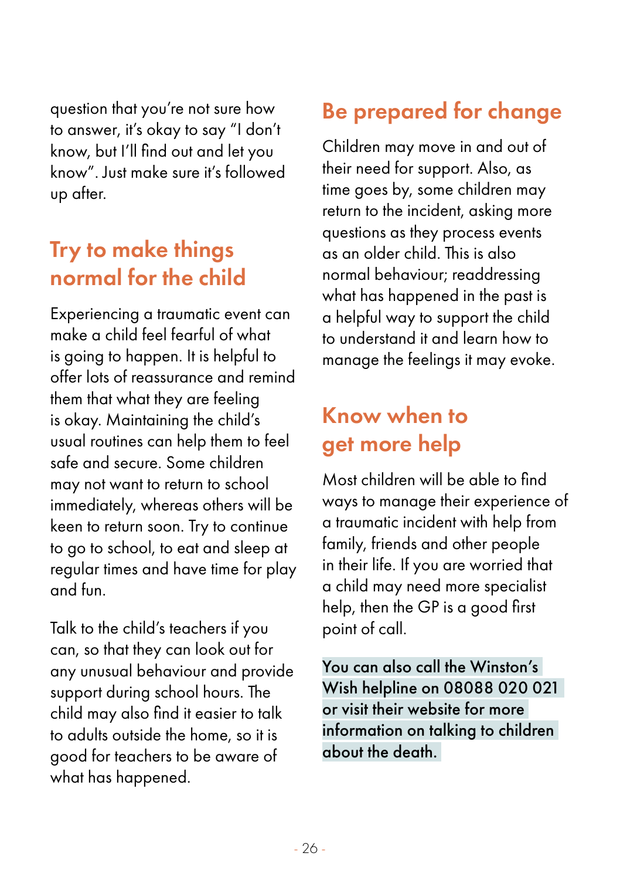question that you're not sure how to answer, it's okay to say "I don't know, but I'll find out and let you know". Just make sure it's followed up after.

## Try to make things normal for the child

Experiencing a traumatic event can make a child feel fearful of what is going to happen. It is helpful to offer lots of reassurance and remind them that what they are feeling is okay. Maintaining the child's usual routines can help them to feel safe and secure. Some children may not want to return to school immediately, whereas others will be keen to return soon. Try to continue to go to school, to eat and sleep at regular times and have time for play and fun.

Talk to the child's teachers if you can, so that they can look out for any unusual behaviour and provide support during school hours. The child may also find it easier to talk to adults outside the home, so it is good for teachers to be aware of what has happened.

## Be prepared for change

Children may move in and out of their need for support. Also, as time goes by, some children may return to the incident, asking more questions as they process events as an older child. This is also normal behaviour; readdressing what has happened in the past is a helpful way to support the child to understand it and learn how to manage the feelings it may evoke.

## Know when to get more help

Most children will be able to find ways to manage their experience of a traumatic incident with help from family, friends and other people in their life. If you are worried that a child may need more specialist help, then the GP is a good first point of call.

You can also call the Winston's Wish helpline on 08088 020 021 or visit their website for more information on talking to children about the death.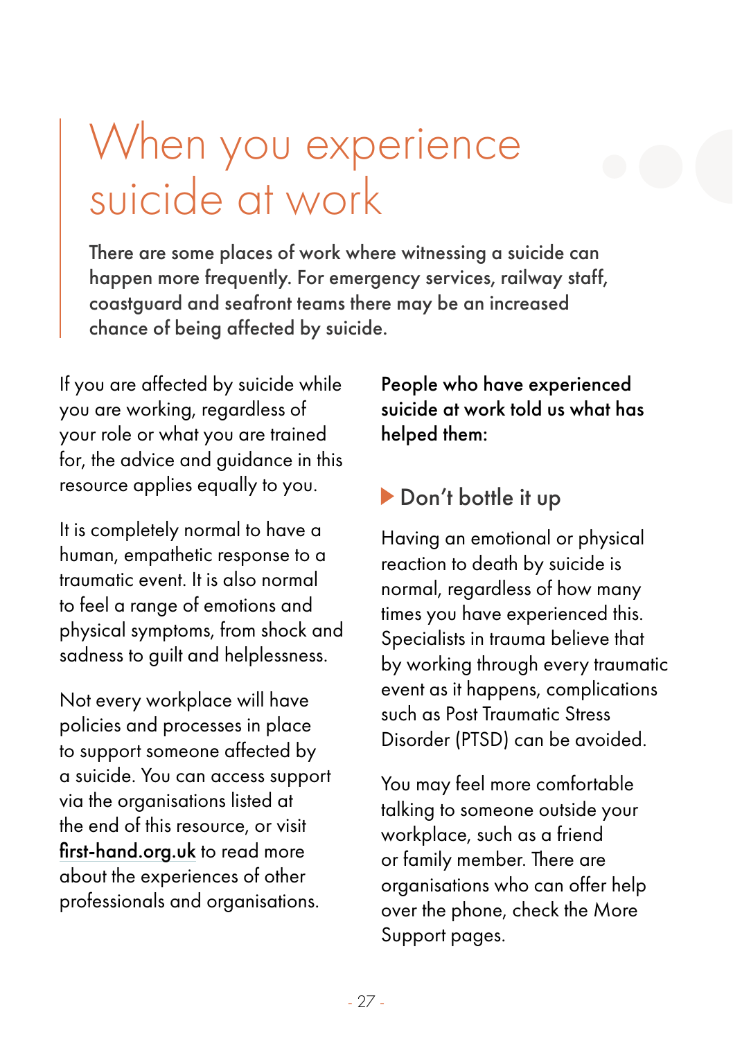# When you experience suicide at work

There are some places of work where witnessing a suicide can happen more frequently. For emergency services, railway staff, coastguard and seafront teams there may be an increased chance of being affected by suicide.

If you are affected by suicide while you are working, regardless of your role or what you are trained for, the advice and guidance in this resource applies equally to you.

It is completely normal to have a human, empathetic response to a traumatic event. It is also normal to feel a range of emotions and physical symptoms, from shock and sadness to guilt and helplessness.

Not every workplace will have policies and processes in place to support someone affected by a suicide. You can access support via the organisations listed at the end of this resource, or visit **first-hand.org.uk** to read more about the experiences of other professionals and organisations.

**People who have experienced suicide at work told us what has helped them:**

### Don't bottle it up

Having an emotional or physical reaction to death by suicide is normal, regardless of how many times you have experienced this. Specialists in trauma believe that by working through every traumatic event as it happens, complications such as Post Traumatic Stress Disorder (PTSD) can be avoided.

You may feel more comfortable talking to someone outside your workplace, such as a friend or family member. There are organisations who can offer help over the phone, check the More Support pages.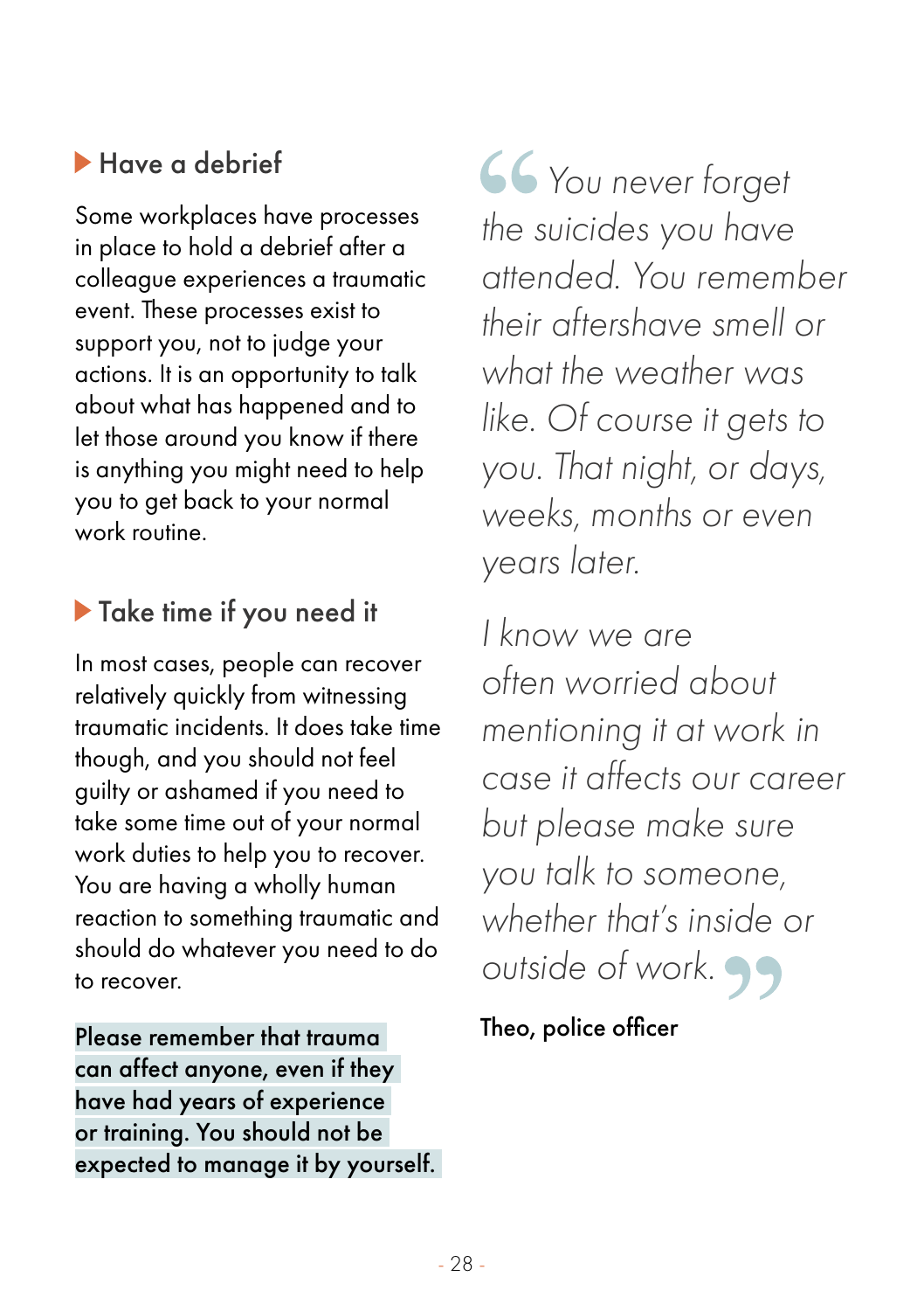### Have a debrief

Some workplaces have processes in place to hold a debrief after a colleague experiences a traumatic event. These processes exist to support you, not to judge your actions. It is an opportunity to talk about what has happened and to let those around you know if there is anything you might need to help you to get back to your normal work routine.

### Take time if you need it

In most cases, people can recover relatively quickly from witnessing traumatic incidents. It does take time though, and you should not feel guilty or ashamed if you need to take some time out of your normal work duties to help you to recover. You are having a wholly human reaction to something traumatic and should do whatever you need to do to recover.

**Please remember that trauma can affect anyone, even if they have had years of experience or training. You should not be expected to manage it by yourself.**

> *"You never forget the suicides you have attended. You remember their aftershave smell or what the weather was like. Of course it gets to you. That night, or days, weeks, months or even years later.*
>
> *I know we are often worried about mentioning it at work in case it affects our career but please make sure you talk to someone, whether that's inside or outside of work."*

Theo, police officer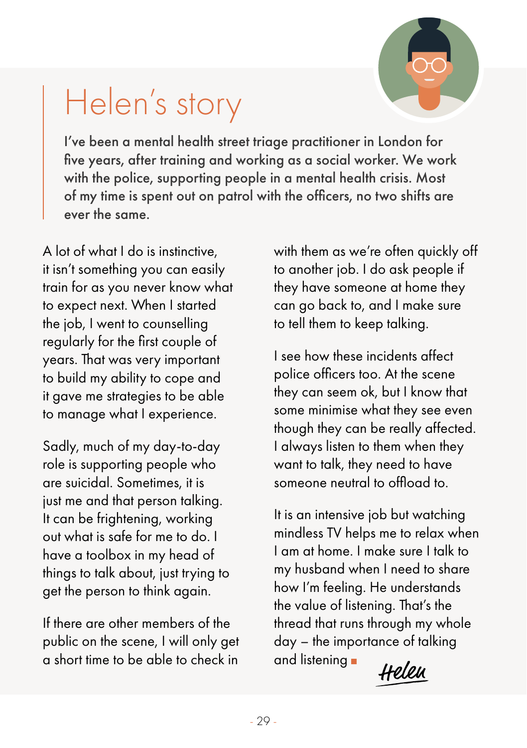# Helen's story

**I've been a mental health street triage practitioner in London for five years, after training and working as a social worker. We work with the police, supporting people in a mental health crisis. Most of my time is spent out on patrol with the officers, no two shifts are ever the same.**

A lot of what I do is instinctive, it isn't something you can easily train for as you never know what to expect next. When I started the job, I went to counselling regularly for the first couple of years. That was very important to build my ability to cope and it gave me strategies to be able to manage what I experience.

Sadly, much of my day-to-day role is supporting people who are suicidal. Sometimes, it is just me and that person talking. It can be frightening, working out what is safe for me to do. I have a toolbox in my head of things to talk about, just trying to get the person to think again.

If there are other members of the public on the scene, I will only get a short time to be able to check in with them as we're often quickly off to another job. I do ask people if they have someone at home they can go back to, and I make sure to tell them to keep talking.

I see how these incidents affect police officers too. At the scene they can seem ok, but I know that some minimise what they see even though they can be really affected. I always listen to them when they want to talk, they need to have someone neutral to offload to.

It is an intensive job but watching mindless TV helps me to relax when I am at home. I make sure I talk to my husband when I need to share how I'm feeling. He understands the value of listening. That's the thread that runs through my whole day – the importance of talking and listening ■

*Helen*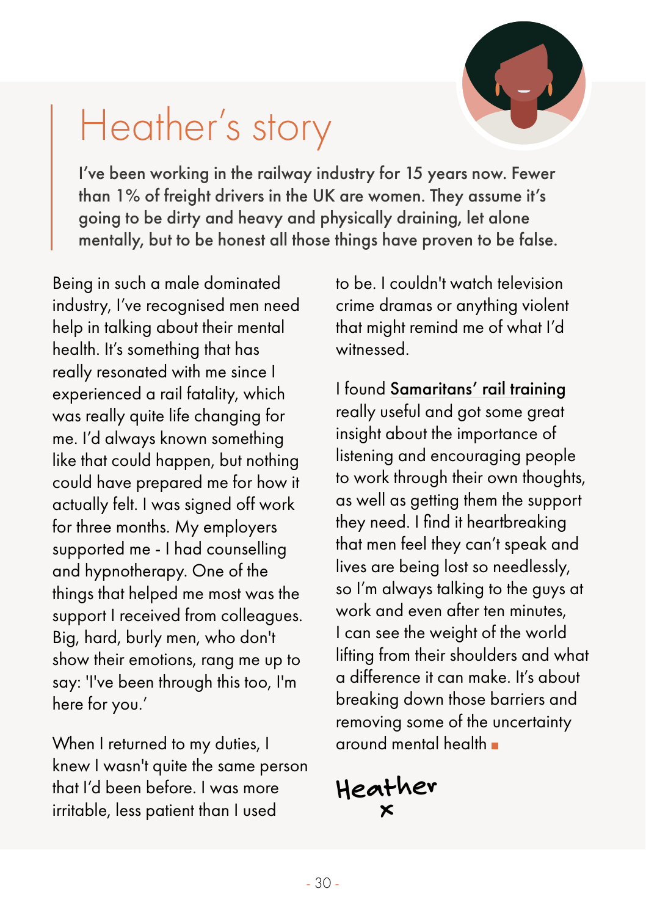# Heather's story

**I've been working in the railway industry for 15 years now. Fewer than 1% of freight drivers in the UK are women. They assume it's going to be dirty and heavy and physically draining, let alone mentally, but to be honest all those things have proven to be false.**

Being in such a male dominated industry, I've recognised men need help in talking about their mental health. It's something that has really resonated with me since I experienced a rail fatality, which was really quite life changing for me. I'd always known something like that could happen, but nothing could have prepared me for how it actually felt. I was signed off work for three months. My employers supported me - I had counselling and hypnotherapy. One of the things that helped me most was the support I received from colleagues. Big, hard, burly men, who don't show their emotions, rang me up to say: 'I've been through this too, I'm here for you.'

When I returned to my duties, I knew I wasn't quite the same person that I'd been before. I was more irritable, less patient than I used to be. I couldn't watch television crime dramas or anything violent that might remind me of what I'd witnessed.

I found **Samaritans' rail training** really useful and got some great insight about the importance of listening and encouraging people to work through their own thoughts, as well as getting them the support they need. I find it heartbreaking that men feel they can't speak and lives are being lost so needlessly, so I'm always talking to the guys at work and even after ten minutes, I can see the weight of the world lifting from their shoulders and what a difference it can make. It's about breaking down those barriers and removing some of the uncertainty around mental health ■

Heather
x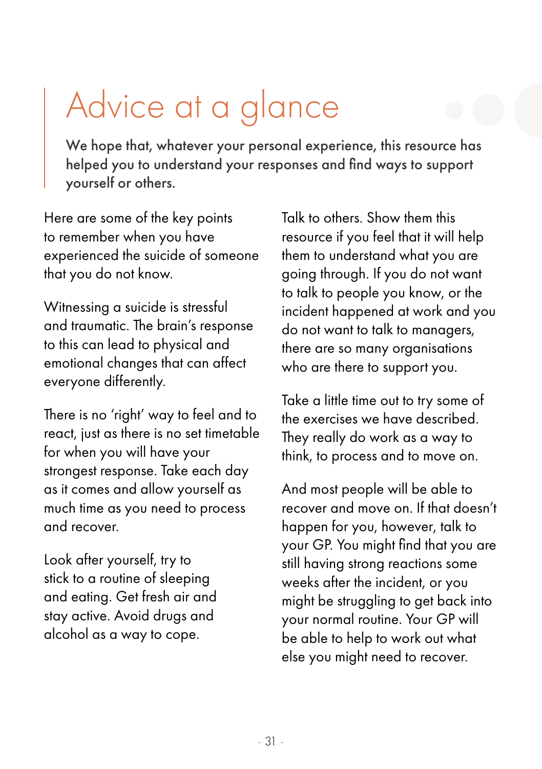# Advice at a glance

**We hope that, whatever your personal experience, this resource has helped you to understand your responses and find ways to support yourself or others.**

Here are some of the key points to remember when you have experienced the suicide of someone that you do not know.

Witnessing a suicide is stressful and traumatic. The brain's response to this can lead to physical and emotional changes that can affect everyone differently.

There is no 'right' way to feel and to react, just as there is no set timetable for when you will have your strongest response. Take each day as it comes and allow yourself as much time as you need to process and recover.

Look after yourself, try to stick to a routine of sleeping and eating. Get fresh air and stay active. Avoid drugs and alcohol as a way to cope.

Talk to others. Show them this resource if you feel that it will help them to understand what you are going through. If you do not want to talk to people you know, or the incident happened at work and you do not want to talk to managers, there are so many organisations who are there to support you.

Take a little time out to try some of the exercises we have described. They really do work as a way to think, to process and to move on.

And most people will be able to recover and move on. If that doesn't happen for you, however, talk to your GP. You might find that you are still having strong reactions some weeks after the incident, or you might be struggling to get back into your normal routine. Your GP will be able to help to work out what else you might need to recover.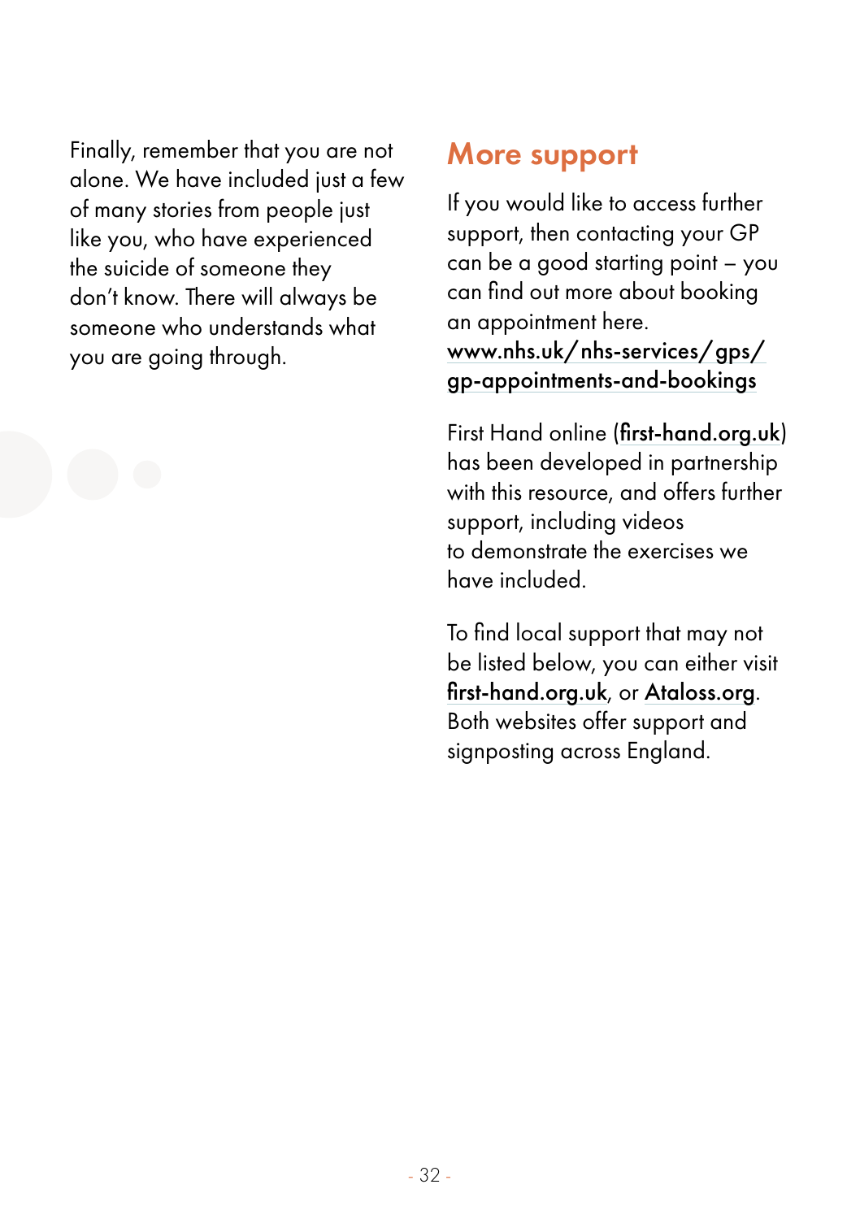Finally, remember that you are not alone. We have included just a few of many stories from people just like you, who have experienced the suicide of someone they don't know. There will always be someone who understands what you are going through.

## More support

If you would like to access further support, then contacting your GP can be a good starting point – you can find out more about booking an appointment here. www.nhs.uk/nhs-services/gps/gp-appointments-and-bookings

First Hand online (first-hand.org.uk) has been developed in partnership with this resource, and offers further support, including videos to demonstrate the exercises we have included.

To find local support that may not be listed below, you can either visit first-hand.org.uk, or Ataloss.org. Both websites offer support and signposting across England.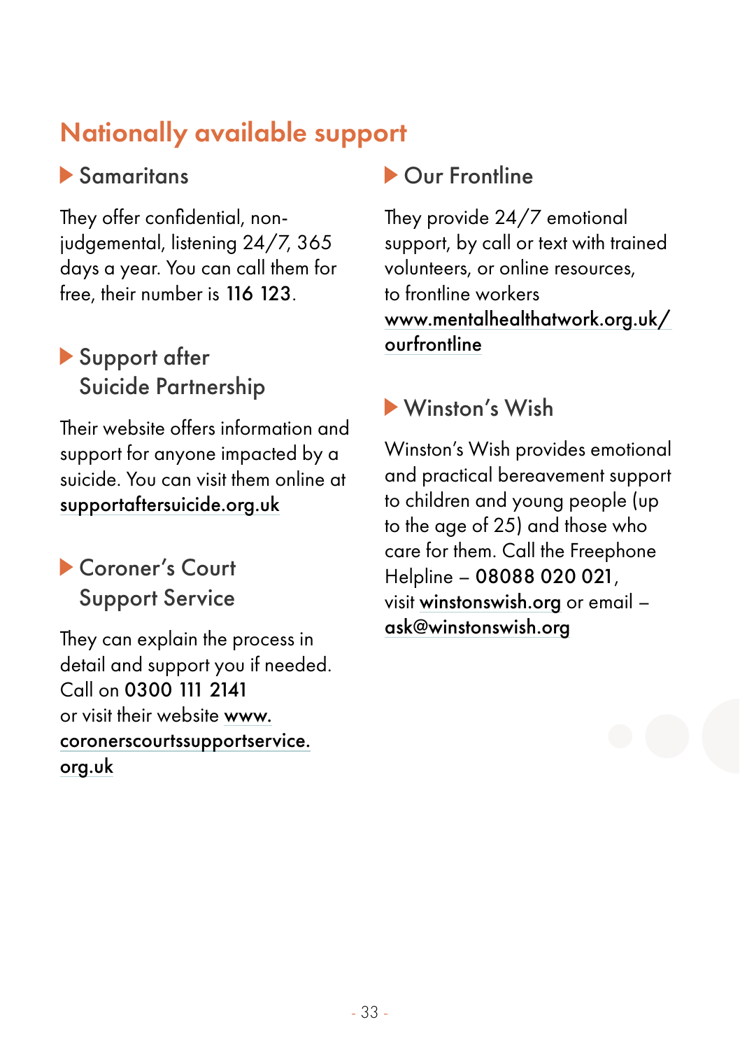## Nationally available support

### Samaritans

They offer confidential, non-judgemental, listening 24/7, 365 days a year. You can call them for free, their number is **116 123**.

### Support after Suicide Partnership

Their website offers information and support for anyone impacted by a suicide. You can visit them online at **supportaftersuicide.org.uk**

### Coroner's Court Support Service

They can explain the process in detail and support you if needed. Call on **0300 111 2141** or visit their website **www.coronerscourtssupportservice.org.uk**

### Our Frontline

They provide 24/7 emotional support, by call or text with trained volunteers, or online resources, to frontline workers **www.mentalhealthatwork.org.uk/ourfrontline**

### Winston's Wish

Winston's Wish provides emotional and practical bereavement support to children and young people (up to the age of 25) and those who care for them. Call the Freephone Helpline – **08088 020 021**, visit **winstonswish.org** or email – **ask@winstonswish.org**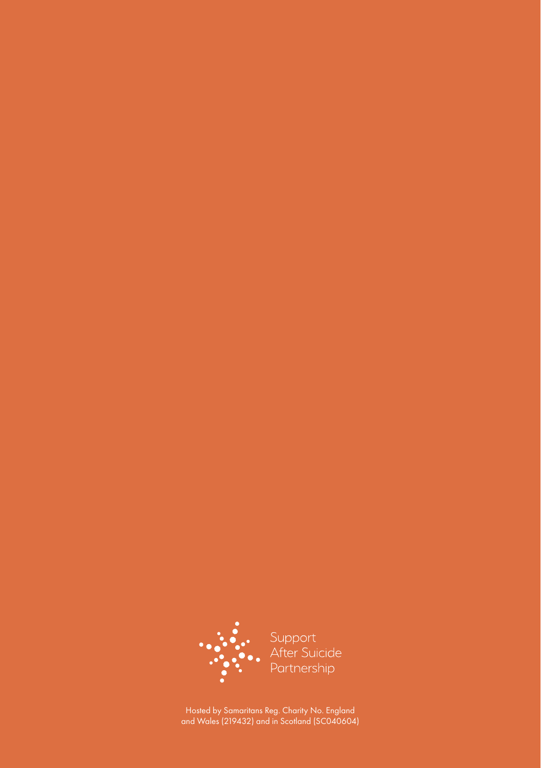Support
After Suicide
Partnership

Hosted by Samaritans Reg. Charity No. England and Wales (219432) and in Scotland (SC040604)